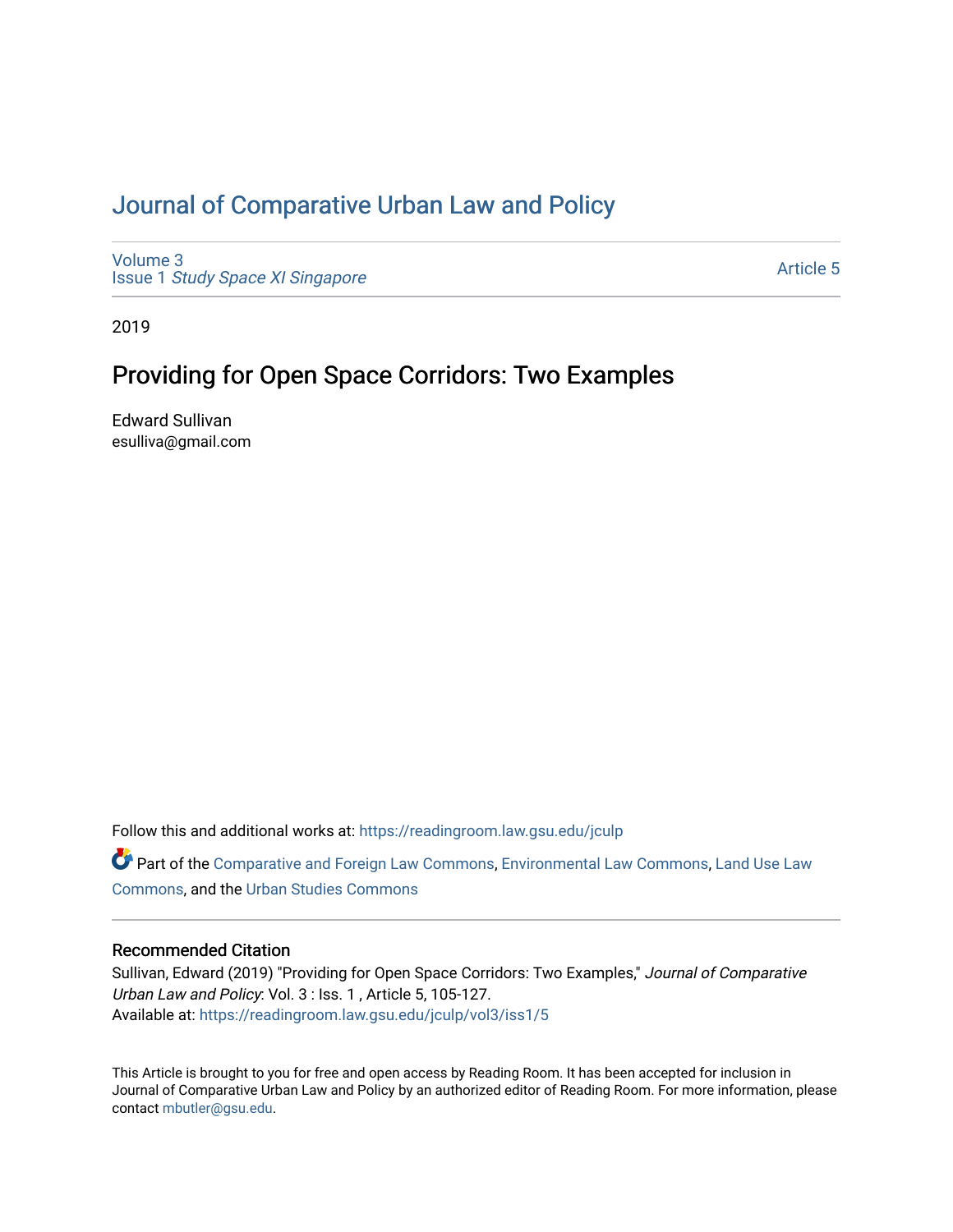# Journal of Comparative Urban Law and Policy

Volume 3
Issue 1 *Study Space XI Singapore*

Article 5

2019

## Providing for Open Space Corridors: Two Examples

Edward Sullivan
esulliva@gmail.com

Follow this and additional works at: https://readingroom.law.gsu.edu/jculp

Part of the Comparative and Foreign Law Commons, Environmental Law Commons, Land Use Law Commons, and the Urban Studies Commons

### Recommended Citation

Sullivan, Edward (2019) "Providing for Open Space Corridors: Two Examples," *Journal of Comparative Urban Law and Policy*: Vol. 3 : Iss. 1 , Article 5, 105-127.
Available at: https://readingroom.law.gsu.edu/jculp/vol3/iss1/5

This Article is brought to you for free and open access by Reading Room. It has been accepted for inclusion in Journal of Comparative Urban Law and Policy by an authorized editor of Reading Room. For more information, please contact mbutler@gsu.edu.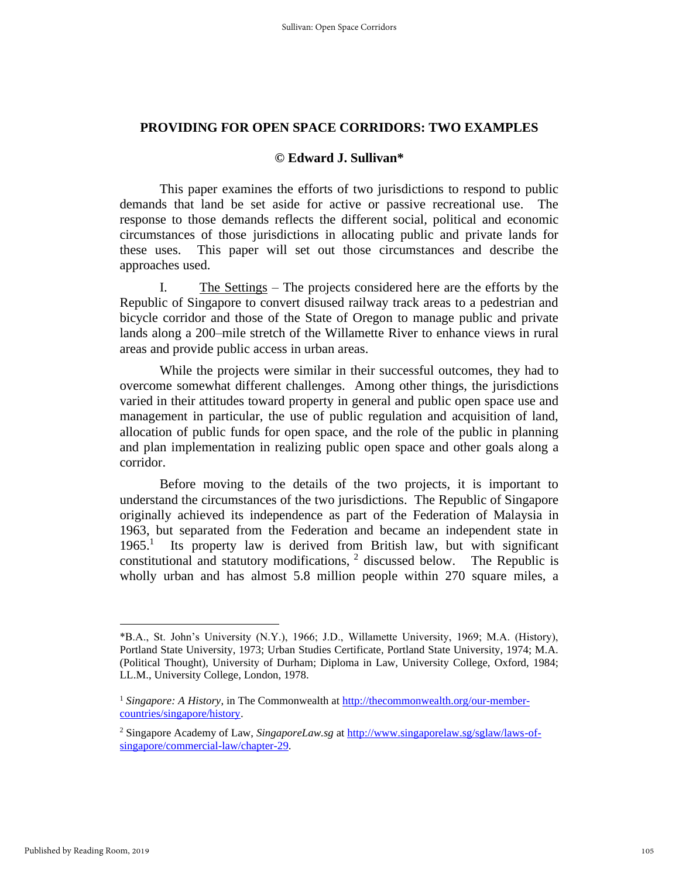## PROVIDING FOR OPEN SPACE CORRIDORS: TWO EXAMPLES

**© Edward J. Sullivan***

This paper examines the efforts of two jurisdictions to respond to public demands that land be set aside for active or passive recreational use. The response to those demands reflects the different social, political and economic circumstances of those jurisdictions in allocating public and private lands for these uses. This paper will set out those circumstances and describe the approaches used.

I. The Settings – The projects considered here are the efforts by the Republic of Singapore to convert disused railway track areas to a pedestrian and bicycle corridor and those of the State of Oregon to manage public and private lands along a 200–mile stretch of the Willamette River to enhance views in rural areas and provide public access in urban areas.

While the projects were similar in their successful outcomes, they had to overcome somewhat different challenges. Among other things, the jurisdictions varied in their attitudes toward property in general and public open space use and management in particular, the use of public regulation and acquisition of land, allocation of public funds for open space, and the role of the public in planning and plan implementation in realizing public open space and other goals along a corridor.

Before moving to the details of the two projects, it is important to understand the circumstances of the two jurisdictions. The Republic of Singapore originally achieved its independence as part of the Federation of Malaysia in 1963, but separated from the Federation and became an independent state in 1965.[1] Its property law is derived from British law, but with significant constitutional and statutory modifications,[2] discussed below. The Republic is wholly urban and has almost 5.8 million people within 270 square miles, a

---

*B.A., St. John's University (N.Y.), 1966; J.D., Willamette University, 1969; M.A. (History), Portland State University, 1973; Urban Studies Certificate, Portland State University, 1974; M.A. (Political Thought), University of Durham; Diploma in Law, University College, Oxford, 1984; LL.M., University College, London, 1978.

[1] *Singapore: A History*, in The Commonwealth at http://thecommonwealth.org/our-member-countries/singapore/history.

[2] Singapore Academy of Law, *SingaporeLaw.sg* at http://www.singaporelaw.sg/sglaw/laws-of-singapore/commercial-law/chapter-29.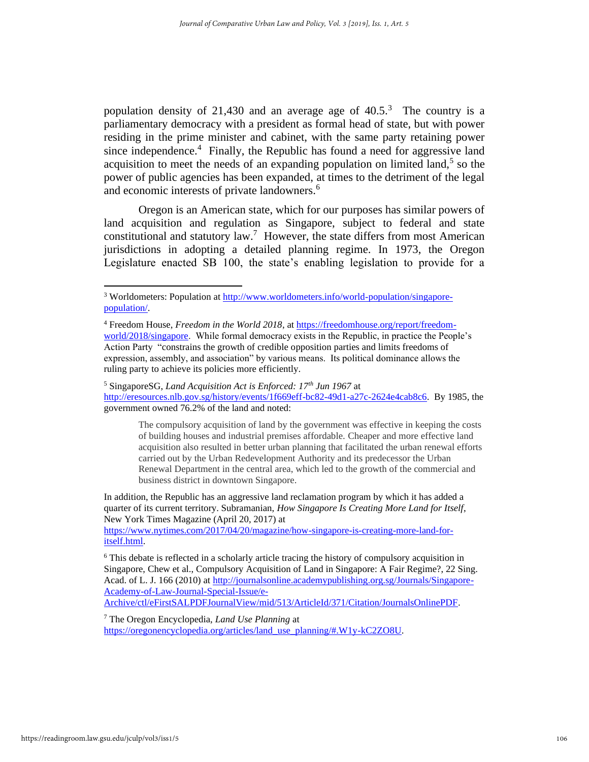population density of 21,430 and an average age of 40.5.[3] The country is a parliamentary democracy with a president as formal head of state, but with power residing in the prime minister and cabinet, with the same party retaining power since independence.[4] Finally, the Republic has found a need for aggressive land acquisition to meet the needs of an expanding population on limited land,[5] so the power of public agencies has been expanded, at times to the detriment of the legal and economic interests of private landowners.[6]

Oregon is an American state, which for our purposes has similar powers of land acquisition and regulation as Singapore, subject to federal and state constitutional and statutory law.[7] However, the state differs from most American jurisdictions in adopting a detailed planning regime. In 1973, the Oregon Legislature enacted SB 100, the state's enabling legislation to provide for a

---

[3] Worldometers: Population at http://www.worldometers.info/world-population/singapore-population/.

[4] Freedom House, *Freedom in the World 2018*, at https://freedomhouse.org/report/freedom-world/2018/singapore. While formal democracy exists in the Republic, in practice the People's Action Party "constrains the growth of credible opposition parties and limits freedoms of expression, assembly, and association" by various means. Its political dominance allows the ruling party to achieve its policies more efficiently.

[5] SingaporeSG, *Land Acquisition Act is Enforced: 17th Jun 1967* at http://eresources.nlb.gov.sg/history/events/1f669eff-bc82-49d1-a27c-2624e4cab8c6. By 1985, the government owned 76.2% of the land and noted:

> The compulsory acquisition of land by the government was effective in keeping the costs of building houses and industrial premises affordable. Cheaper and more effective land acquisition also resulted in better urban planning that facilitated the urban renewal efforts carried out by the Urban Redevelopment Authority and its predecessor the Urban Renewal Department in the central area, which led to the growth of the commercial and business district in downtown Singapore.

In addition, the Republic has an aggressive land reclamation program by which it has added a quarter of its current territory. Subramanian, *How Singapore Is Creating More Land for Itself*, New York Times Magazine (April 20, 2017) at https://www.nytimes.com/2017/04/20/magazine/how-singapore-is-creating-more-land-for-itself.html.

[6] This debate is reflected in a scholarly article tracing the history of compulsory acquisition in Singapore, Chew et al., Compulsory Acquisition of Land in Singapore: A Fair Regime?, 22 Sing. Acad. of L. J. 166 (2010) at http://journalsonline.academypublishing.org.sg/Journals/Singapore-Academy-of-Law-Journal-Special-Issue/e-Archive/ctl/eFirstSALPDFJournalView/mid/513/ArticleId/371/Citation/JournalsOnlinePDF.

[7] The Oregon Encyclopedia, *Land Use Planning* at https://oregonencyclopedia.org/articles/land_use_planning/#.W1y-kC2ZO8U.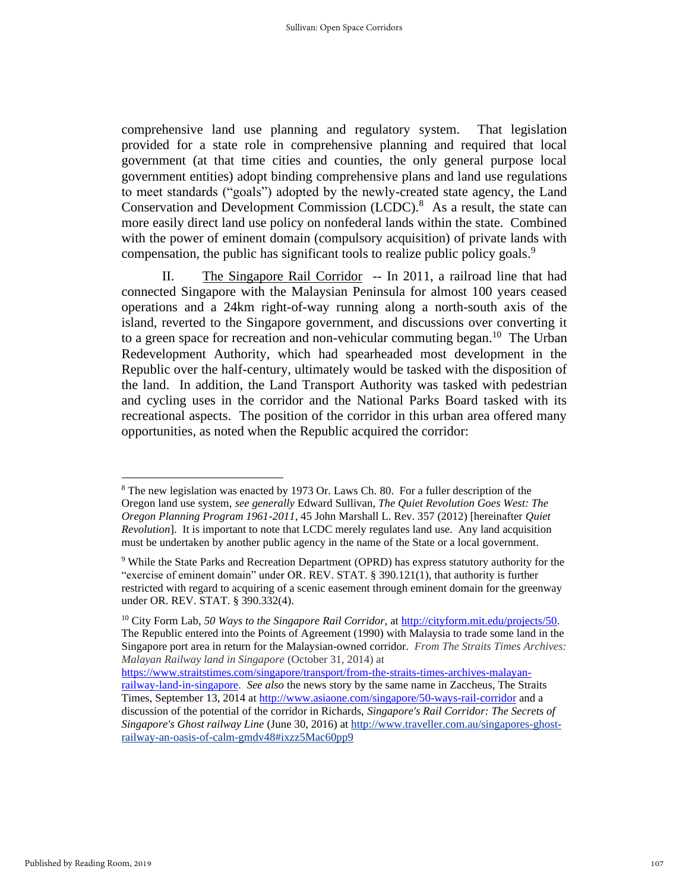comprehensive land use planning and regulatory system. That legislation provided for a state role in comprehensive planning and required that local government (at that time cities and counties, the only general purpose local government entities) adopt binding comprehensive plans and land use regulations to meet standards ("goals") adopted by the newly-created state agency, the Land Conservation and Development Commission (LCDC).[8] As a result, the state can more easily direct land use policy on nonfederal lands within the state. Combined with the power of eminent domain (compulsory acquisition) of private lands with compensation, the public has significant tools to realize public policy goals.[9]

II. The Singapore Rail Corridor -- In 2011, a railroad line that had connected Singapore with the Malaysian Peninsula for almost 100 years ceased operations and a 24km right-of-way running along a north-south axis of the island, reverted to the Singapore government, and discussions over converting it to a green space for recreation and non-vehicular commuting began.[10] The Urban Redevelopment Authority, which had spearheaded most development in the Republic over the half-century, ultimately would be tasked with the disposition of the land. In addition, the Land Transport Authority was tasked with pedestrian and cycling uses in the corridor and the National Parks Board tasked with its recreational aspects. The position of the corridor in this urban area offered many opportunities, as noted when the Republic acquired the corridor:

---

[8] The new legislation was enacted by 1973 Or. Laws Ch. 80. For a fuller description of the Oregon land use system, *see generally* Edward Sullivan, *The Quiet Revolution Goes West: The Oregon Planning Program 1961-2011*, 45 John Marshall L. Rev. 357 (2012) [hereinafter *Quiet Revolution*]. It is important to note that LCDC merely regulates land use. Any land acquisition must be undertaken by another public agency in the name of the State or a local government.

[9] While the State Parks and Recreation Department (OPRD) has express statutory authority for the "exercise of eminent domain" under OR. REV. STAT. § 390.121(1), that authority is further restricted with regard to acquiring of a scenic easement through eminent domain for the greenway under OR. REV. STAT. § 390.332(4).

[10] City Form Lab, *50 Ways to the Singapore Rail Corridor*, at http://cityform.mit.edu/projects/50. The Republic entered into the Points of Agreement (1990) with Malaysia to trade some land in the Singapore port area in return for the Malaysian-owned corridor. *From The Straits Times Archives: Malayan Railway land in Singapore* (October 31, 2014) at https://www.straitstimes.com/singapore/transport/from-the-straits-times-archives-malayan-railway-land-in-singapore. *See also* the news story by the same name in Zaccheus, The Straits Times, September 13, 2014 at http://www.asiaone.com/singapore/50-ways-rail-corridor and a discussion of the potential of the corridor in Richards, *Singapore's Rail Corridor: The Secrets of Singapore's Ghost railway Line* (June 30, 2016) at http://www.traveller.com.au/singapores-ghost-railway-an-oasis-of-calm-gmdv48#ixzz5Mac60pp9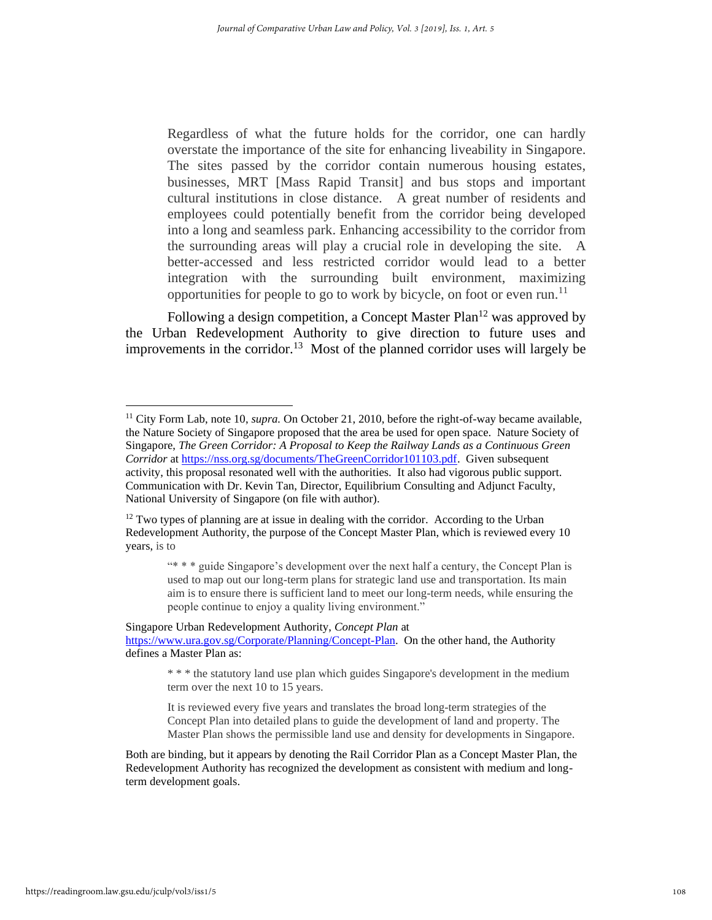> Regardless of what the future holds for the corridor, one can hardly overstate the importance of the site for enhancing liveability in Singapore. The sites passed by the corridor contain numerous housing estates, businesses, MRT [Mass Rapid Transit] and bus stops and important cultural institutions in close distance. A great number of residents and employees could potentially benefit from the corridor being developed into a long and seamless park. Enhancing accessibility to the corridor from the surrounding areas will play a crucial role in developing the site. A better-accessed and less restricted corridor would lead to a better integration with the surrounding built environment, maximizing opportunities for people to go to work by bicycle, on foot or even run.[11]

Following a design competition, a Concept Master Plan[12] was approved by the Urban Redevelopment Authority to give direction to future uses and improvements in the corridor.[13] Most of the planned corridor uses will largely be

---

[11] City Form Lab, note 10, *supra.* On October 21, 2010, before the right-of-way became available, the Nature Society of Singapore proposed that the area be used for open space. Nature Society of Singapore, *The Green Corridor: A Proposal to Keep the Railway Lands as a Continuous Green Corridor* at https://nss.org.sg/documents/TheGreenCorridor101103.pdf. Given subsequent activity, this proposal resonated well with the authorities. It also had vigorous public support. Communication with Dr. Kevin Tan, Director, Equilibrium Consulting and Adjunct Faculty, National University of Singapore (on file with author).

[12] Two types of planning are at issue in dealing with the corridor. According to the Urban Redevelopment Authority, the purpose of the Concept Master Plan, which is reviewed every 10 years, is to

> "* * * guide Singapore's development over the next half a century, the Concept Plan is used to map out our long-term plans for strategic land use and transportation. Its main aim is to ensure there is sufficient land to meet our long-term needs, while ensuring the people continue to enjoy a quality living environment."

Singapore Urban Redevelopment Authority, *Concept Plan* at https://www.ura.gov.sg/Corporate/Planning/Concept-Plan. On the other hand, the Authority defines a Master Plan as:

> * * * the statutory land use plan which guides Singapore's development in the medium term over the next 10 to 15 years.
>
> It is reviewed every five years and translates the broad long-term strategies of the Concept Plan into detailed plans to guide the development of land and property. The Master Plan shows the permissible land use and density for developments in Singapore.

Both are binding, but it appears by denoting the Rail Corridor Plan as a Concept Master Plan, the Redevelopment Authority has recognized the development as consistent with medium and long-term development goals.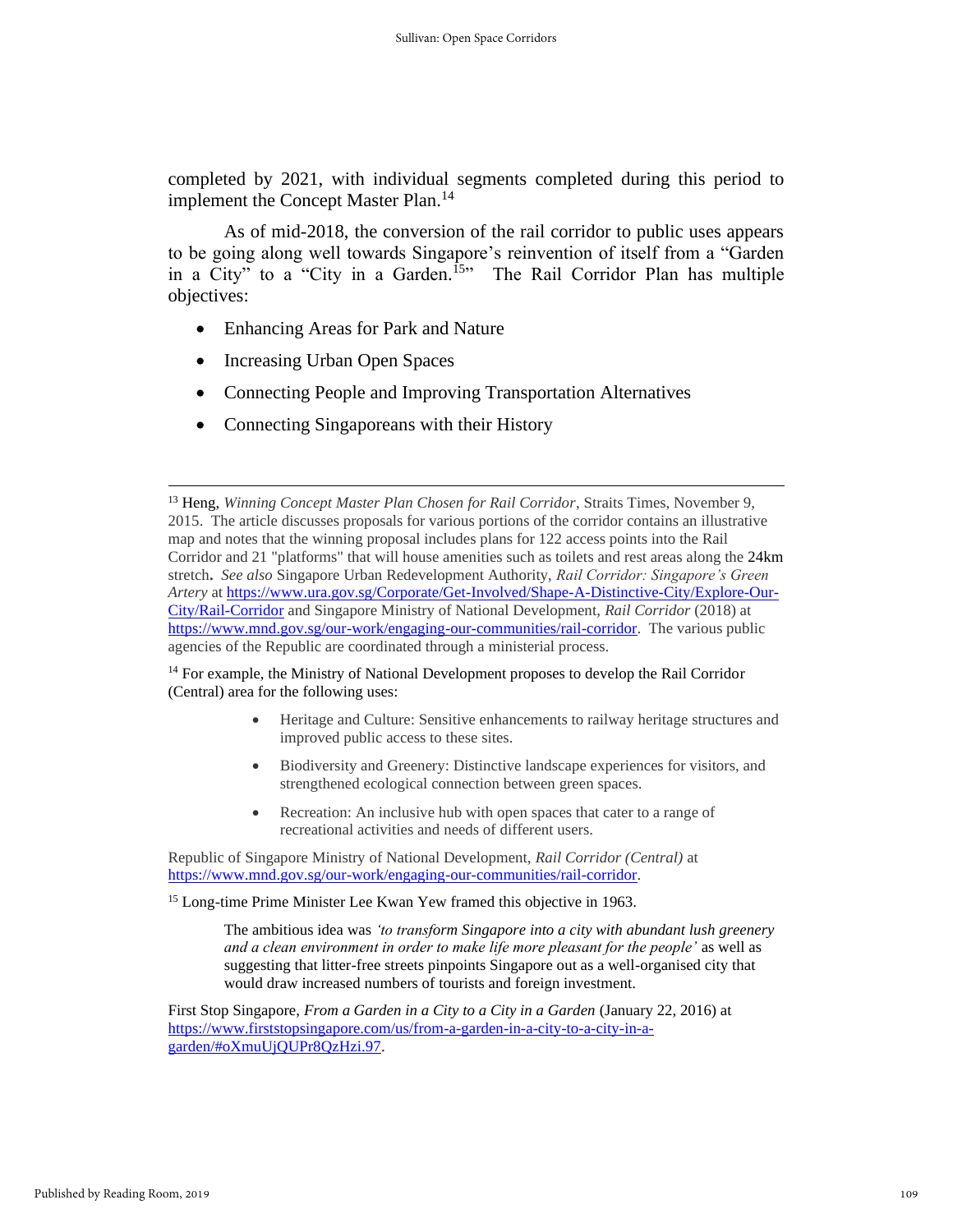completed by 2021, with individual segments completed during this period to implement the Concept Master Plan.[14]

As of mid-2018, the conversion of the rail corridor to public uses appears to be going along well towards Singapore's reinvention of itself from a "Garden in a City" to a "City in a Garden.[15]" The Rail Corridor Plan has multiple objectives:

- Enhancing Areas for Park and Nature
- Increasing Urban Open Spaces
- Connecting People and Improving Transportation Alternatives
- Connecting Singaporeans with their History

---

[13] Heng, *Winning Concept Master Plan Chosen for Rail Corridor*, Straits Times, November 9, 2015. The article discusses proposals for various portions of the corridor contains an illustrative map and notes that the winning proposal includes plans for 122 access points into the Rail Corridor and 21 "platforms" that will house amenities such as toilets and rest areas along the 24km stretch**.** *See also* Singapore Urban Redevelopment Authority, *Rail Corridor: Singapore's Green Artery* at https://www.ura.gov.sg/Corporate/Get-Involved/Shape-A-Distinctive-City/Explore-Our-City/Rail-Corridor and Singapore Ministry of National Development, *Rail Corridor* (2018) at https://www.mnd.gov.sg/our-work/engaging-our-communities/rail-corridor. The various public agencies of the Republic are coordinated through a ministerial process.

[14] For example, the Ministry of National Development proposes to develop the Rail Corridor (Central) area for the following uses:

- Heritage and Culture: Sensitive enhancements to railway heritage structures and improved public access to these sites.
- Biodiversity and Greenery: Distinctive landscape experiences for visitors, and strengthened ecological connection between green spaces.
- Recreation: An inclusive hub with open spaces that cater to a range of recreational activities and needs of different users.

Republic of Singapore Ministry of National Development, *Rail Corridor (Central)* at https://www.mnd.gov.sg/our-work/engaging-our-communities/rail-corridor.

[15] Long-time Prime Minister Lee Kwan Yew framed this objective in 1963.

> The ambitious idea was *'to transform Singapore into a city with abundant lush greenery and a clean environment in order to make life more pleasant for the people'* as well as suggesting that litter-free streets pinpoints Singapore out as a well-organised city that would draw increased numbers of tourists and foreign investment.

First Stop Singapore, *From a Garden in a City to a City in a Garden* (January 22, 2016) at https://www.firststopsingapore.com/us/from-a-garden-in-a-city-to-a-city-in-a-garden/#oXmuUjQUPr8QzHzi.97.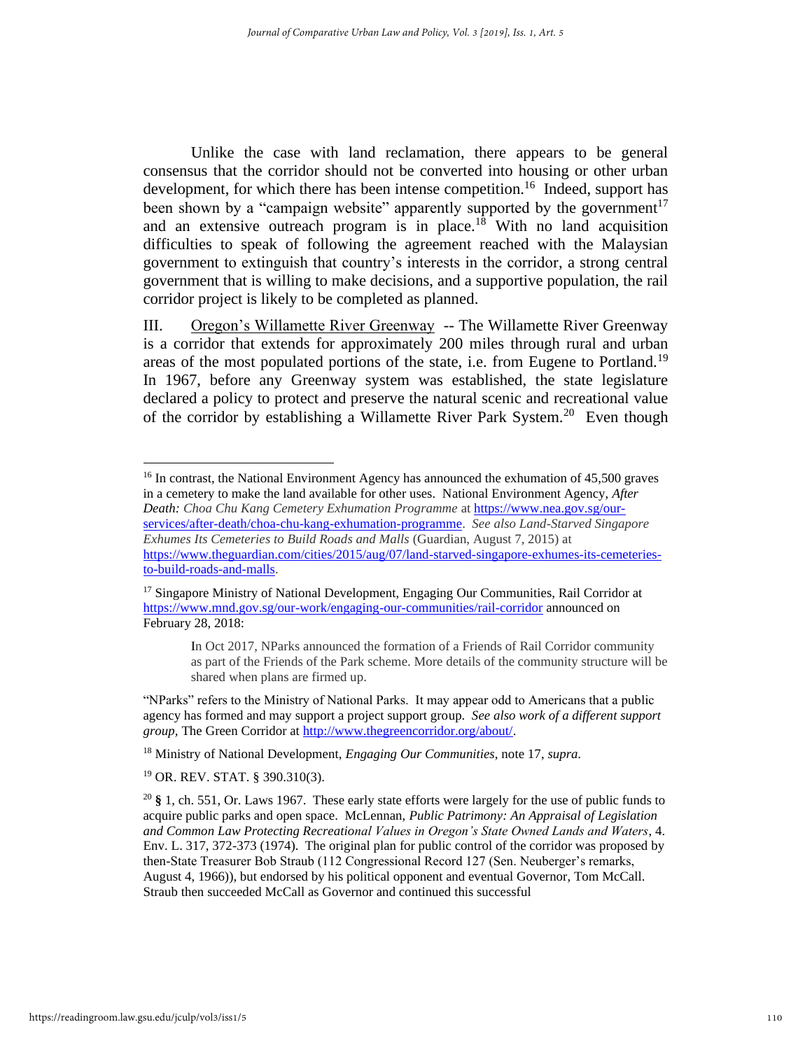Unlike the case with land reclamation, there appears to be general consensus that the corridor should not be converted into housing or other urban development, for which there has been intense competition.[16] Indeed, support has been shown by a "campaign website" apparently supported by the government[17] and an extensive outreach program is in place.[18] With no land acquisition difficulties to speak of following the agreement reached with the Malaysian government to extinguish that country's interests in the corridor, a strong central government that is willing to make decisions, and a supportive population, the rail corridor project is likely to be completed as planned.

III. Oregon's Willamette River Greenway -- The Willamette River Greenway is a corridor that extends for approximately 200 miles through rural and urban areas of the most populated portions of the state, i.e. from Eugene to Portland.[19] In 1967, before any Greenway system was established, the state legislature declared a policy to protect and preserve the natural scenic and recreational value of the corridor by establishing a Willamette River Park System.[20] Even though

---

[16] In contrast, the National Environment Agency has announced the exhumation of 45,500 graves in a cemetery to make the land available for other uses. National Environment Agency, *After Death: Choa Chu Kang Cemetery Exhumation Programme* at https://www.nea.gov.sg/our-services/after-death/choa-chu-kang-exhumation-programme. *See also Land-Starved Singapore Exhumes Its Cemeteries to Build Roads and Malls* (Guardian, August 7, 2015) at https://www.theguardian.com/cities/2015/aug/07/land-starved-singapore-exhumes-its-cemeteries-to-build-roads-and-malls.

[17] Singapore Ministry of National Development, Engaging Our Communities, Rail Corridor at https://www.mnd.gov.sg/our-work/engaging-our-communities/rail-corridor announced on February 28, 2018:

> In Oct 2017, NParks announced the formation of a Friends of Rail Corridor community as part of the Friends of the Park scheme. More details of the community structure will be shared when plans are firmed up.

"NParks" refers to the Ministry of National Parks. It may appear odd to Americans that a public agency has formed and may support a project support group. *See also work of a different support group*, The Green Corridor at http://www.thegreencorridor.org/about/.

[18] Ministry of National Development, *Engaging Our Communities*, note 17, *supra*.

[19] OR. REV. STAT. § 390.310(3).

[20] **§** 1, ch. 551, Or. Laws 1967. These early state efforts were largely for the use of public funds to acquire public parks and open space. McLennan, *Public Patrimony: An Appraisal of Legislation and Common Law Protecting Recreational Values in Oregon's State Owned Lands and Waters*, 4. Env. L. 317, 372-373 (1974). The original plan for public control of the corridor was proposed by then-State Treasurer Bob Straub (112 Congressional Record 127 (Sen. Neuberger's remarks, August 4, 1966)), but endorsed by his political opponent and eventual Governor, Tom McCall. Straub then succeeded McCall as Governor and continued this successful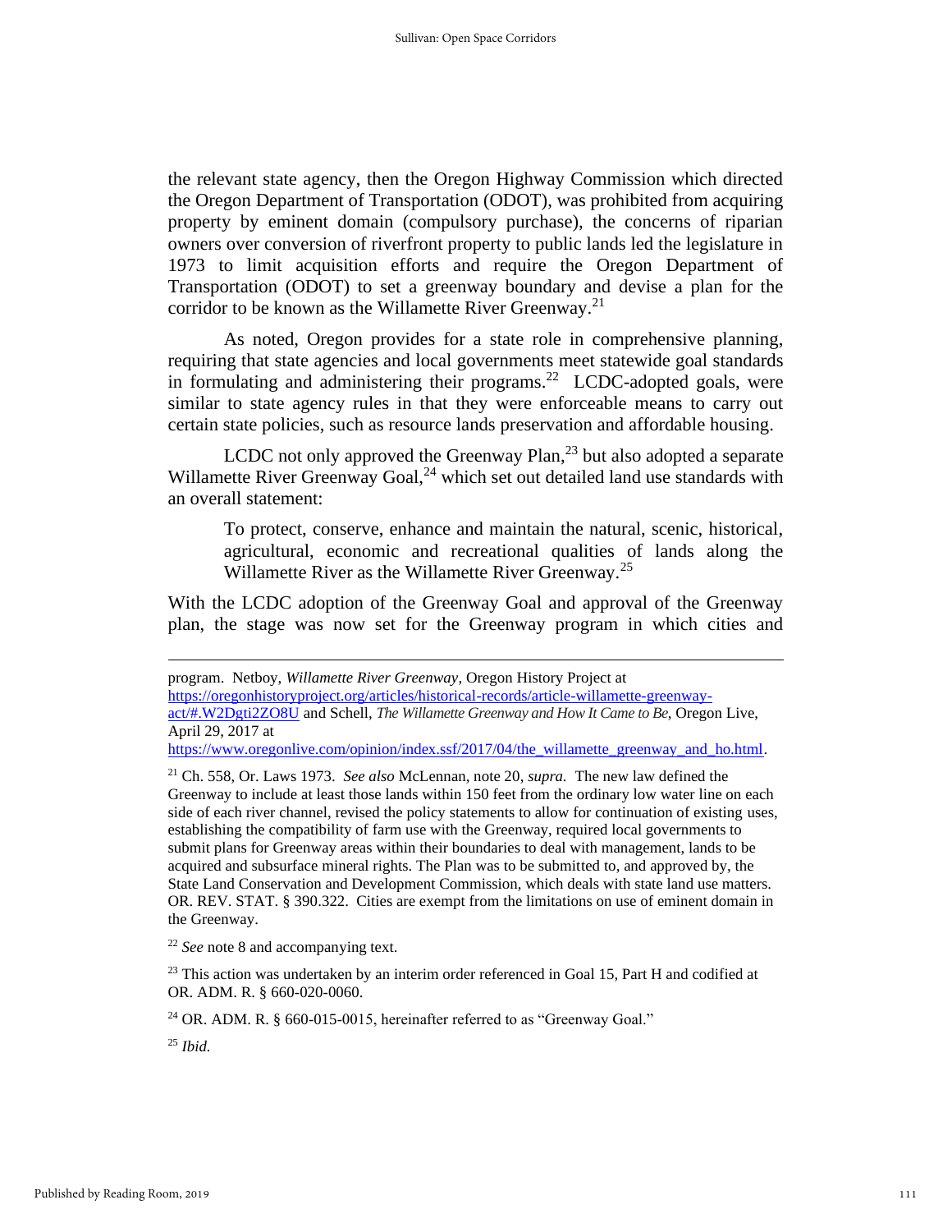the relevant state agency, then the Oregon Highway Commission which directed the Oregon Department of Transportation (ODOT), was prohibited from acquiring property by eminent domain (compulsory purchase), the concerns of riparian owners over conversion of riverfront property to public lands led the legislature in 1973 to limit acquisition efforts and require the Oregon Department of Transportation (ODOT) to set a greenway boundary and devise a plan for the corridor to be known as the Willamette River Greenway.[21]

As noted, Oregon provides for a state role in comprehensive planning, requiring that state agencies and local governments meet statewide goal standards in formulating and administering their programs.[22] LCDC-adopted goals, were similar to state agency rules in that they were enforceable means to carry out certain state policies, such as resource lands preservation and affordable housing.

LCDC not only approved the Greenway Plan,[23] but also adopted a separate Willamette River Greenway Goal,[24] which set out detailed land use standards with an overall statement:

> To protect, conserve, enhance and maintain the natural, scenic, historical, agricultural, economic and recreational qualities of lands along the Willamette River as the Willamette River Greenway.[25]

With the LCDC adoption of the Greenway Goal and approval of the Greenway plan, the stage was now set for the Greenway program in which cities and

---

program. Netboy, *Willamette River Greenway*, Oregon History Project at https://oregonhistoryproject.org/articles/historical-records/article-willamette-greenway-act/#.W2Dgti2ZO8U and Schell, *The Willamette Greenway and How It Came to Be*, Oregon Live, April 29, 2017 at https://www.oregonlive.com/opinion/index.ssf/2017/04/the_willamette_greenway_and_ho.html.

[21] Ch. 558, Or. Laws 1973. *See also* McLennan, note 20, *supra.* The new law defined the Greenway to include at least those lands within 150 feet from the ordinary low water line on each side of each river channel, revised the policy statements to allow for continuation of existing uses, establishing the compatibility of farm use with the Greenway, required local governments to submit plans for Greenway areas within their boundaries to deal with management, lands to be acquired and subsurface mineral rights. The Plan was to be submitted to, and approved by, the State Land Conservation and Development Commission, which deals with state land use matters. OR. REV. STAT. § 390.322. Cities are exempt from the limitations on use of eminent domain in the Greenway.

[22] *See* note 8 and accompanying text.

[23] This action was undertaken by an interim order referenced in Goal 15, Part H and codified at OR. ADM. R. § 660-020-0060.

[24] OR. ADM. R. § 660-015-0015, hereinafter referred to as "Greenway Goal."

[25] *Ibid.*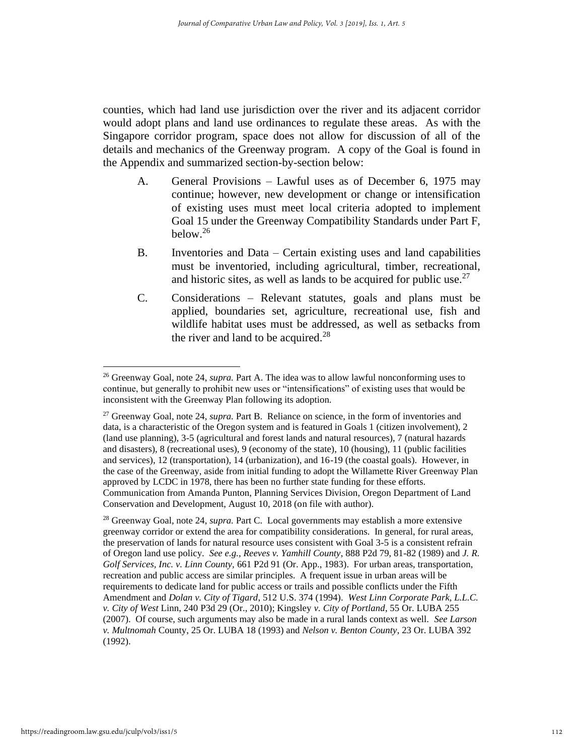counties, which had land use jurisdiction over the river and its adjacent corridor would adopt plans and land use ordinances to regulate these areas. As with the Singapore corridor program, space does not allow for discussion of all of the details and mechanics of the Greenway program. A copy of the Goal is found in the Appendix and summarized section-by-section below:

A. General Provisions – Lawful uses as of December 6, 1975 may continue; however, new development or change or intensification of existing uses must meet local criteria adopted to implement Goal 15 under the Greenway Compatibility Standards under Part F, below.[26]

B. Inventories and Data – Certain existing uses and land capabilities must be inventoried, including agricultural, timber, recreational, and historic sites, as well as lands to be acquired for public use.[27]

C. Considerations – Relevant statutes, goals and plans must be applied, boundaries set, agriculture, recreational use, fish and wildlife habitat uses must be addressed, as well as setbacks from the river and land to be acquired.[28]

---

[26] Greenway Goal, note 24, *supra.* Part A. The idea was to allow lawful nonconforming uses to continue, but generally to prohibit new uses or "intensifications" of existing uses that would be inconsistent with the Greenway Plan following its adoption.

[27] Greenway Goal, note 24, *supra.* Part B. Reliance on science, in the form of inventories and data, is a characteristic of the Oregon system and is featured in Goals 1 (citizen involvement), 2 (land use planning), 3-5 (agricultural and forest lands and natural resources), 7 (natural hazards and disasters), 8 (recreational uses), 9 (economy of the state), 10 (housing), 11 (public facilities and services), 12 (transportation), 14 (urbanization), and 16-19 (the coastal goals). However, in the case of the Greenway, aside from initial funding to adopt the Willamette River Greenway Plan approved by LCDC in 1978, there has been no further state funding for these efforts. Communication from Amanda Punton, Planning Services Division, Oregon Department of Land Conservation and Development, August 10, 2018 (on file with author).

[28] Greenway Goal, note 24, *supra.* Part C. Local governments may establish a more extensive greenway corridor or extend the area for compatibility considerations. In general, for rural areas, the preservation of lands for natural resource uses consistent with Goal 3-5 is a consistent refrain of Oregon land use policy. *See e.g., Reeves v. Yamhill County*, 888 P2d 79, 81-82 (1989) and *J. R. Golf Services, Inc. v. Linn County,* 661 P2d 91 (Or. App., 1983). For urban areas, transportation, recreation and public access are similar principles. A frequent issue in urban areas will be requirements to dedicate land for public access or trails and possible conflicts under the Fifth Amendment and *Dolan v. City of Tigard*, 512 U.S. 374 (1994). *West Linn Corporate Park, L.L.C. v. City of West* Linn, 240 P3d 29 (Or., 2010); Kingsley *v. City of Portland*, 55 Or. LUBA 255 (2007). Of course, such arguments may also be made in a rural lands context as well. *See Larson v. Multnomah* County, 25 Or. LUBA 18 (1993) and *Nelson v. Benton County*, 23 Or. LUBA 392 (1992).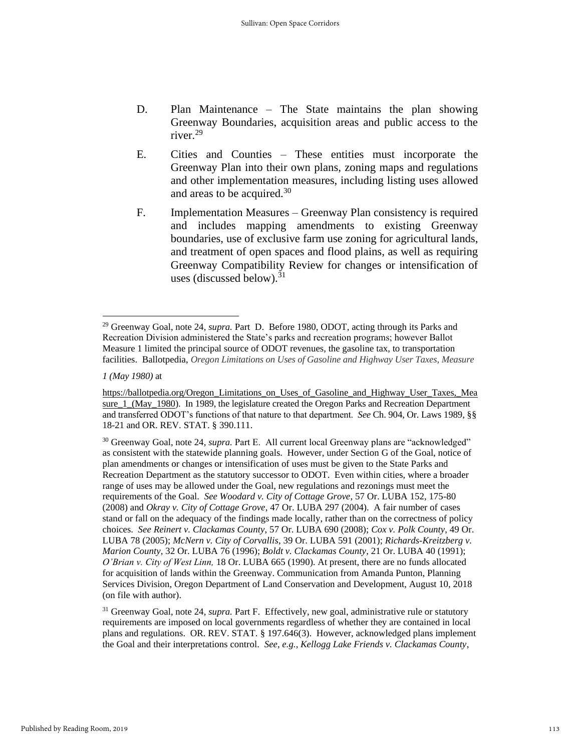D. Plan Maintenance – The State maintains the plan showing Greenway Boundaries, acquisition areas and public access to the river.[29]

E. Cities and Counties – These entities must incorporate the Greenway Plan into their own plans, zoning maps and regulations and other implementation measures, including listing uses allowed and areas to be acquired.[30]

F. Implementation Measures – Greenway Plan consistency is required and includes mapping amendments to existing Greenway boundaries, use of exclusive farm use zoning for agricultural lands, and treatment of open spaces and flood plains, as well as requiring Greenway Compatibility Review for changes or intensification of uses (discussed below).[31]

---

[29] Greenway Goal, note 24, *supra.* Part D. Before 1980, ODOT, acting through its Parks and Recreation Division administered the State's parks and recreation programs; however Ballot Measure 1 limited the principal source of ODOT revenues, the gasoline tax, to transportation facilities. Ballotpedia, *Oregon Limitations on Uses of Gasoline and Highway User Taxes, Measure 1 (May 1980)* at https://ballotpedia.org/Oregon_Limitations_on_Uses_of_Gasoline_and_Highway_User_Taxes,_Measure_1_(May_1980). In 1989, the legislature created the Oregon Parks and Recreation Department and transferred ODOT's functions of that nature to that department. *See* Ch. 904, Or. Laws 1989, §§ 18-21 and OR. REV. STAT. § 390.111.

[30] Greenway Goal, note 24, *supra.* Part E. All current local Greenway plans are "acknowledged" as consistent with the statewide planning goals. However, under Section G of the Goal, notice of plan amendments or changes or intensification of uses must be given to the State Parks and Recreation Department as the statutory successor to ODOT. Even within cities, where a broader range of uses may be allowed under the Goal, new regulations and rezonings must meet the requirements of the Goal. *See Woodard v. City of Cottage Grove*, 57 Or. LUBA 152, 175-80 (2008) and *Okray v. City of Cottage Grove*, 47 Or. LUBA 297 (2004). A fair number of cases stand or fall on the adequacy of the findings made locally, rather than on the correctness of policy choices. *See Reinert v. Clackamas County*, 57 Or. LUBA 690 (2008); *Cox v. Polk County*, 49 Or. LUBA 78 (2005); *McNern v. City of Corvallis*, 39 Or. LUBA 591 (2001); *Richards-Kreitzberg v. Marion County*, 32 Or. LUBA 76 (1996); *Boldt v. Clackamas County*, 21 Or. LUBA 40 (1991); *O'Brian v. City of West Linn,* 18 Or. LUBA 665 (1990). At present, there are no funds allocated for acquisition of lands within the Greenway. Communication from Amanda Punton, Planning Services Division, Oregon Department of Land Conservation and Development, August 10, 2018 (on file with author).

[31] Greenway Goal, note 24, *supra.* Part F. Effectively, new goal, administrative rule or statutory requirements are imposed on local governments regardless of whether they are contained in local plans and regulations. OR. REV. STAT. § 197.646(3). However, acknowledged plans implement the Goal and their interpretations control. *See, e.g., Kellogg Lake Friends v. Clackamas County*,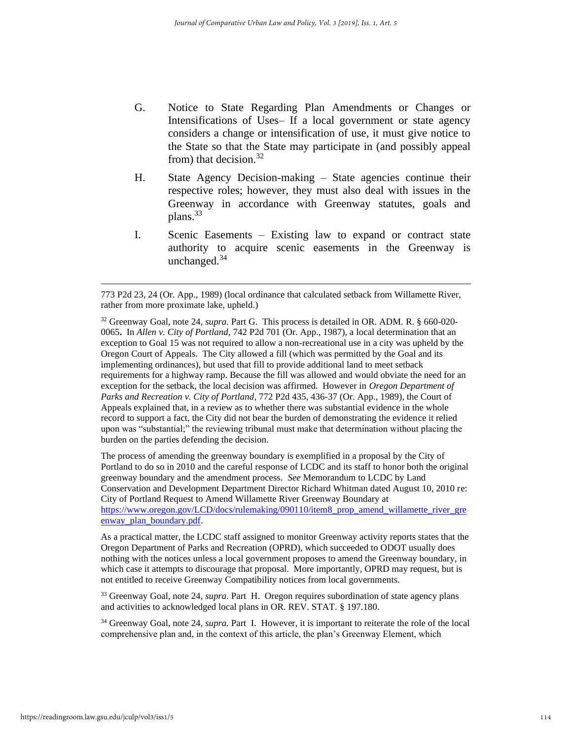G. Notice to State Regarding Plan Amendments or Changes or Intensifications of Uses– If a local government or state agency considers a change or intensification of use, it must give notice to the State so that the State may participate in (and possibly appeal from) that decision.[32]

H. State Agency Decision-making – State agencies continue their respective roles; however, they must also deal with issues in the Greenway in accordance with Greenway statutes, goals and plans.[33]

I. Scenic Easements – Existing law to expand or contract state authority to acquire scenic easements in the Greenway is unchanged.[34]

---

773 P2d 23, 24 (Or. App., 1989) (local ordinance that calculated setback from Willamette River, rather from more proximate lake, upheld.)

[32] Greenway Goal, note 24, *supra.* Part G. This process is detailed in OR. ADM. R. § 660-020-0065**.** In *Allen v. City of Portland*, 742 P2d 701 (Or. App., 1987), a local determination that an exception to Goal 15 was not required to allow a non-recreational use in a city was upheld by the Oregon Court of Appeals. The City allowed a fill (which was permitted by the Goal and its implementing ordinances), but used that fill to provide additional land to meet setback requirements for a highway ramp. Because the fill was allowed and would obviate the need for an exception for the setback, the local decision was affirmed. However in *Oregon Department of Parks and Recreation v. City of Portland*, 772 P2d 435, 436-37 (Or. App., 1989), the Court of Appeals explained that, in a review as to whether there was substantial evidence in the whole record to support a fact, the City did not bear the burden of demonstrating the evidence it relied upon was "substantial;" the reviewing tribunal must make that determination without placing the burden on the parties defending the decision.

The process of amending the greenway boundary is exemplified in a proposal by the City of Portland to do so in 2010 and the careful response of LCDC and its staff to honor both the original greenway boundary and the amendment process. *See* Memorandum to LCDC by Land Conservation and Development Department Director Richard Whitman dated August 10, 2010 re: City of Portland Request to Amend Willamette River Greenway Boundary at https://www.oregon.gov/LCD/docs/rulemaking/090110/item8_prop_amend_willamette_river_greenway_plan_boundary.pdf.

As a practical matter, the LCDC staff assigned to monitor Greenway activity reports states that the Oregon Department of Parks and Recreation (OPRD), which succeeded to ODOT usually does nothing with the notices unless a local government proposes to amend the Greenway boundary, in which case it attempts to discourage that proposal. More importantly, OPRD may request, but is not entitled to receive Greenway Compatibility notices from local governments.

[33] Greenway Goal, note 24, *supra.* Part H. Oregon requires subordination of state agency plans and activities to acknowledged local plans in OR. REV. STAT. § 197.180.

[34] Greenway Goal, note 24, *supra.* Part I. However, it is important to reiterate the role of the local comprehensive plan and, in the context of this article, the plan's Greenway Element, which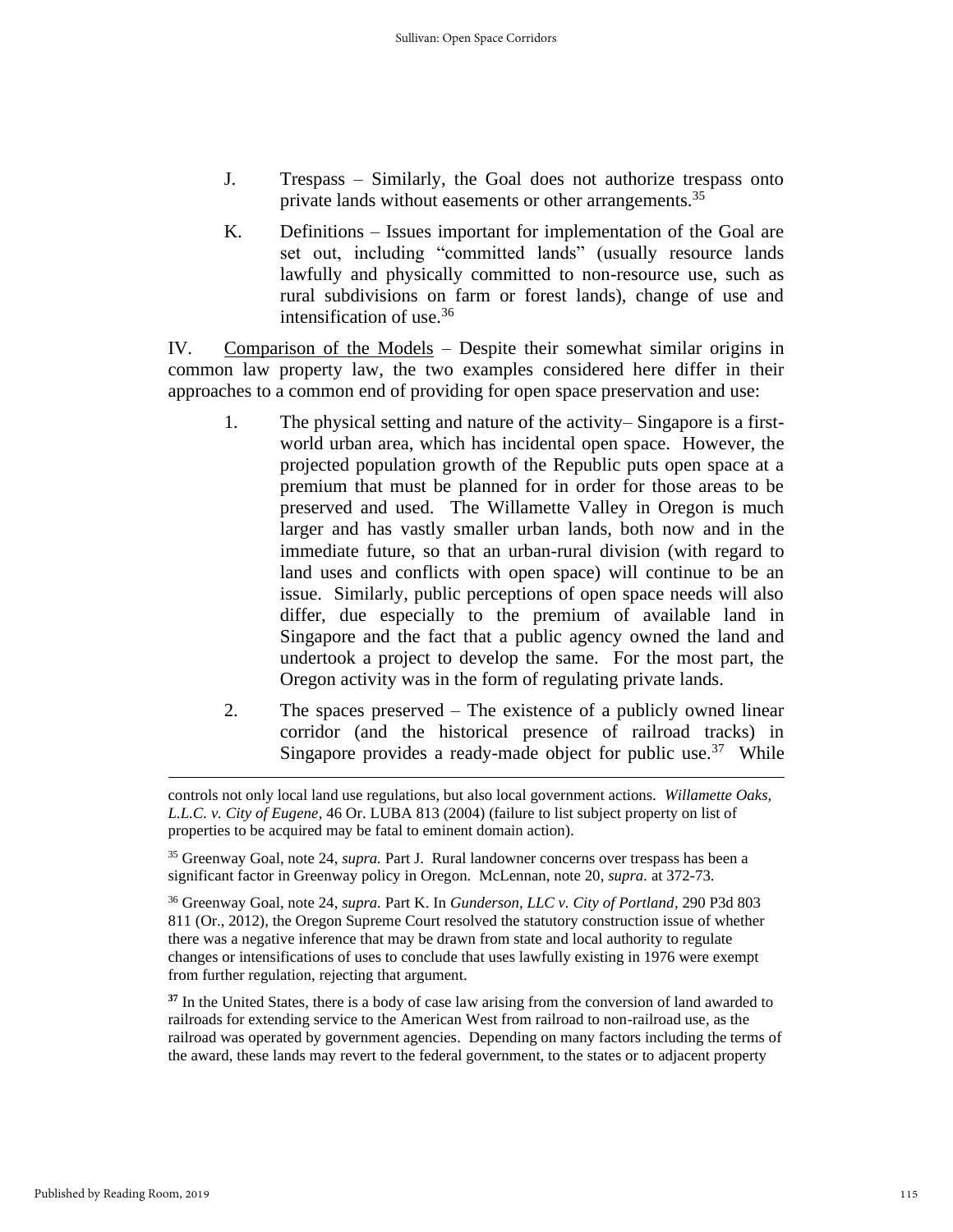J. Trespass – Similarly, the Goal does not authorize trespass onto private lands without easements or other arrangements.[35]

K. Definitions – Issues important for implementation of the Goal are set out, including "committed lands" (usually resource lands lawfully and physically committed to non-resource use, such as rural subdivisions on farm or forest lands), change of use and intensification of use.[36]

IV. Comparison of the Models – Despite their somewhat similar origins in common law property law, the two examples considered here differ in their approaches to a common end of providing for open space preservation and use:

1. The physical setting and nature of the activity– Singapore is a first-world urban area, which has incidental open space. However, the projected population growth of the Republic puts open space at a premium that must be planned for in order for those areas to be preserved and used. The Willamette Valley in Oregon is much larger and has vastly smaller urban lands, both now and in the immediate future, so that an urban-rural division (with regard to land uses and conflicts with open space) will continue to be an issue. Similarly, public perceptions of open space needs will also differ, due especially to the premium of available land in Singapore and the fact that a public agency owned the land and undertook a project to develop the same. For the most part, the Oregon activity was in the form of regulating private lands.

2. The spaces preserved – The existence of a publicly owned linear corridor (and the historical presence of railroad tracks) in Singapore provides a ready-made object for public use.[37] While

---

controls not only local land use regulations, but also local government actions. *Willamette Oaks, L.L.C. v. City of Eugene*, 46 Or. LUBA 813 (2004) (failure to list subject property on list of properties to be acquired may be fatal to eminent domain action).

[35] Greenway Goal, note 24, *supra.* Part J. Rural landowner concerns over trespass has been a significant factor in Greenway policy in Oregon. McLennan, note 20, *supra.* at 372-73.

[36] Greenway Goal, note 24, *supra.* Part K. In *Gunderson, LLC v. City of Portland*, 290 P3d 803 811 (Or., 2012), the Oregon Supreme Court resolved the statutory construction issue of whether there was a negative inference that may be drawn from state and local authority to regulate changes or intensifications of uses to conclude that uses lawfully existing in 1976 were exempt from further regulation, rejecting that argument.

**[37]** In the United States, there is a body of case law arising from the conversion of land awarded to railroads for extending service to the American West from railroad to non-railroad use, as the railroad was operated by government agencies. Depending on many factors including the terms of the award, these lands may revert to the federal government, to the states or to adjacent property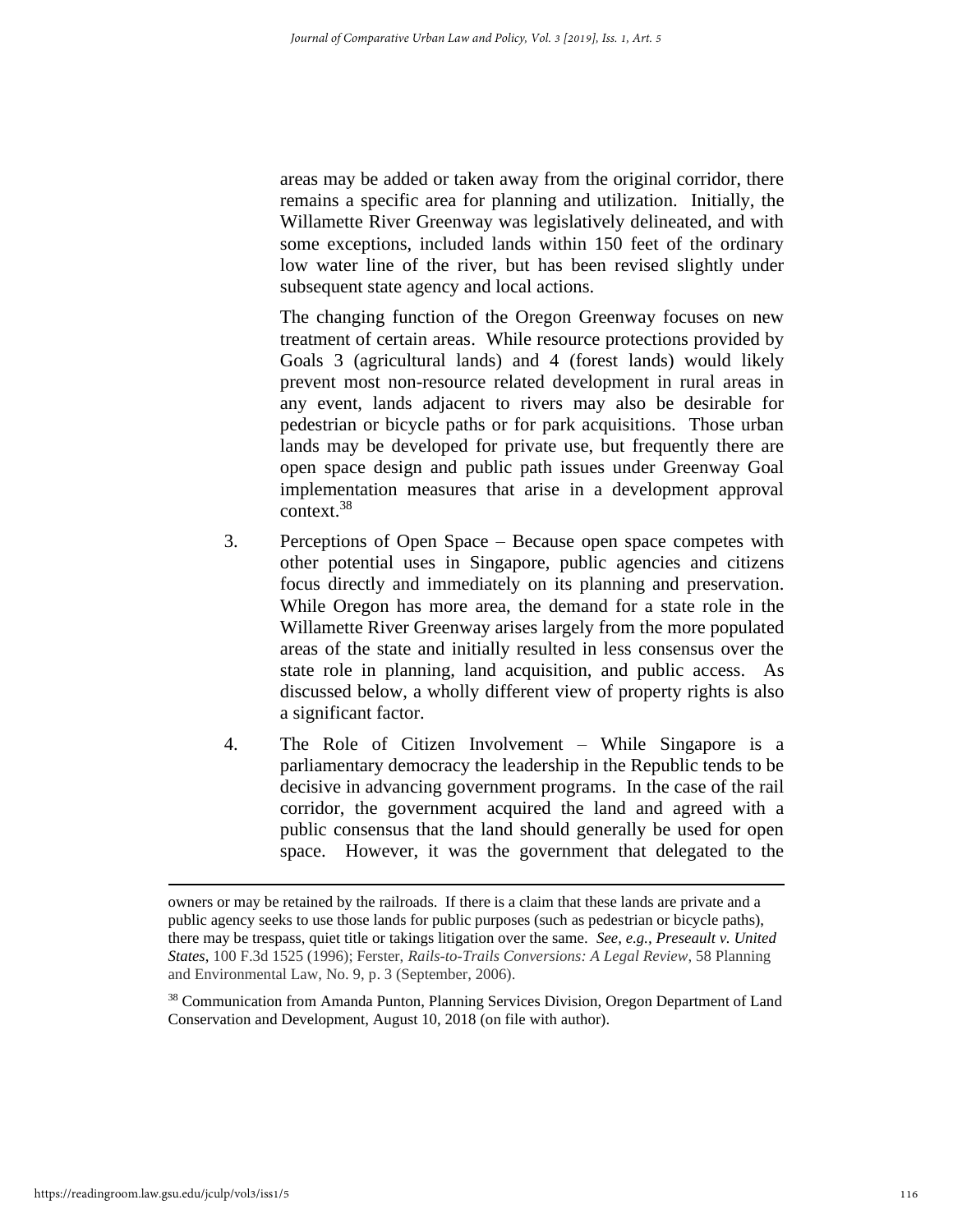areas may be added or taken away from the original corridor, there remains a specific area for planning and utilization. Initially, the Willamette River Greenway was legislatively delineated, and with some exceptions, included lands within 150 feet of the ordinary low water line of the river, but has been revised slightly under subsequent state agency and local actions.

The changing function of the Oregon Greenway focuses on new treatment of certain areas. While resource protections provided by Goals 3 (agricultural lands) and 4 (forest lands) would likely prevent most non-resource related development in rural areas in any event, lands adjacent to rivers may also be desirable for pedestrian or bicycle paths or for park acquisitions. Those urban lands may be developed for private use, but frequently there are open space design and public path issues under Greenway Goal implementation measures that arise in a development approval context.[38]

3. Perceptions of Open Space – Because open space competes with other potential uses in Singapore, public agencies and citizens focus directly and immediately on its planning and preservation. While Oregon has more area, the demand for a state role in the Willamette River Greenway arises largely from the more populated areas of the state and initially resulted in less consensus over the state role in planning, land acquisition, and public access. As discussed below, a wholly different view of property rights is also a significant factor.

4. The Role of Citizen Involvement – While Singapore is a parliamentary democracy the leadership in the Republic tends to be decisive in advancing government programs. In the case of the rail corridor, the government acquired the land and agreed with a public consensus that the land should generally be used for open space. However, it was the government that delegated to the

---

owners or may be retained by the railroads. If there is a claim that these lands are private and a public agency seeks to use those lands for public purposes (such as pedestrian or bicycle paths), there may be trespass, quiet title or takings litigation over the same. *See, e.g., Preseault v. United States*, 100 F.3d 1525 (1996); Ferster, *Rails-to-Trails Conversions: A Legal Review*, 58 Planning and Environmental Law, No. 9, p. 3 (September, 2006).

[38] Communication from Amanda Punton, Planning Services Division, Oregon Department of Land Conservation and Development, August 10, 2018 (on file with author).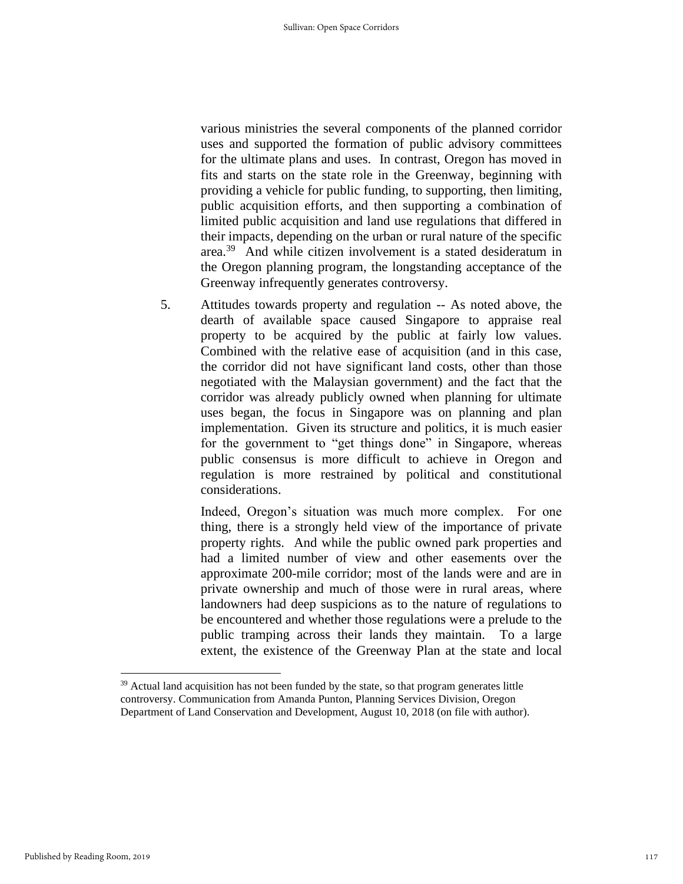various ministries the several components of the planned corridor uses and supported the formation of public advisory committees for the ultimate plans and uses. In contrast, Oregon has moved in fits and starts on the state role in the Greenway, beginning with providing a vehicle for public funding, to supporting, then limiting, public acquisition efforts, and then supporting a combination of limited public acquisition and land use regulations that differed in their impacts, depending on the urban or rural nature of the specific area.[39] And while citizen involvement is a stated desideratum in the Oregon planning program, the longstanding acceptance of the Greenway infrequently generates controversy.

5. Attitudes towards property and regulation -- As noted above, the dearth of available space caused Singapore to appraise real property to be acquired by the public at fairly low values. Combined with the relative ease of acquisition (and in this case, the corridor did not have significant land costs, other than those negotiated with the Malaysian government) and the fact that the corridor was already publicly owned when planning for ultimate uses began, the focus in Singapore was on planning and plan implementation. Given its structure and politics, it is much easier for the government to "get things done" in Singapore, whereas public consensus is more difficult to achieve in Oregon and regulation is more restrained by political and constitutional considerations.

   Indeed, Oregon's situation was much more complex. For one thing, there is a strongly held view of the importance of private property rights. And while the public owned park properties and had a limited number of view and other easements over the approximate 200-mile corridor; most of the lands were and are in private ownership and much of those were in rural areas, where landowners had deep suspicions as to the nature of regulations to be encountered and whether those regulations were a prelude to the public tramping across their lands they maintain. To a large extent, the existence of the Greenway Plan at the state and local

[39] Actual land acquisition has not been funded by the state, so that program generates little controversy. Communication from Amanda Punton, Planning Services Division, Oregon Department of Land Conservation and Development, August 10, 2018 (on file with author).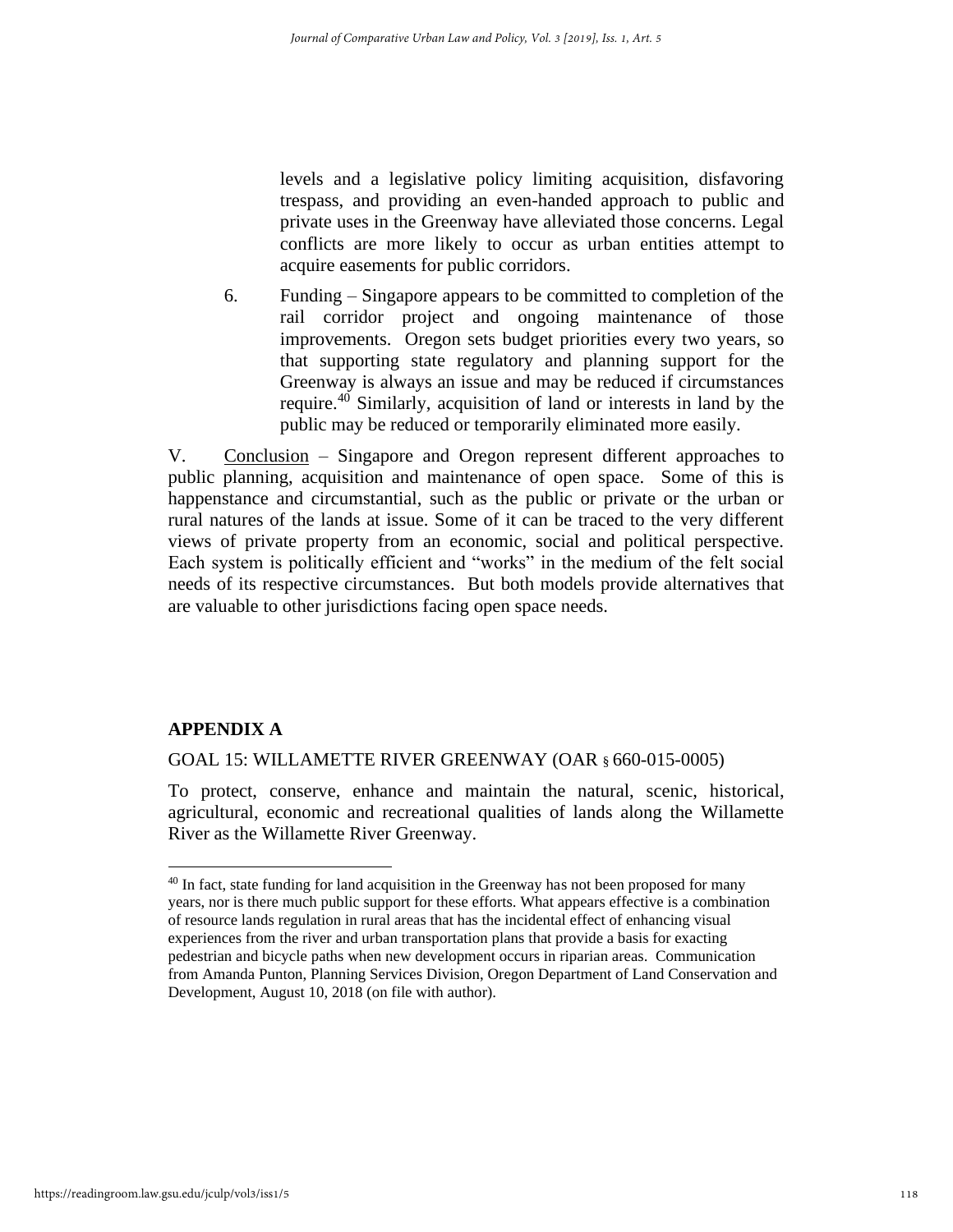levels and a legislative policy limiting acquisition, disfavoring trespass, and providing an even-handed approach to public and private uses in the Greenway have alleviated those concerns. Legal conflicts are more likely to occur as urban entities attempt to acquire easements for public corridors.

6. Funding – Singapore appears to be committed to completion of the rail corridor project and ongoing maintenance of those improvements. Oregon sets budget priorities every two years, so that supporting state regulatory and planning support for the Greenway is always an issue and may be reduced if circumstances require.[40] Similarly, acquisition of land or interests in land by the public may be reduced or temporarily eliminated more easily.

V. Conclusion – Singapore and Oregon represent different approaches to public planning, acquisition and maintenance of open space. Some of this is happenstance and circumstantial, such as the public or private or the urban or rural natures of the lands at issue. Some of it can be traced to the very different views of private property from an economic, social and political perspective. Each system is politically efficient and "works" in the medium of the felt social needs of its respective circumstances. But both models provide alternatives that are valuable to other jurisdictions facing open space needs.

## APPENDIX A

GOAL 15: WILLAMETTE RIVER GREENWAY (OAR § 660-015-0005)

To protect, conserve, enhance and maintain the natural, scenic, historical, agricultural, economic and recreational qualities of lands along the Willamette River as the Willamette River Greenway.

---

[40] In fact, state funding for land acquisition in the Greenway has not been proposed for many years, nor is there much public support for these efforts. What appears effective is a combination of resource lands regulation in rural areas that has the incidental effect of enhancing visual experiences from the river and urban transportation plans that provide a basis for exacting pedestrian and bicycle paths when new development occurs in riparian areas. Communication from Amanda Punton, Planning Services Division, Oregon Department of Land Conservation and Development, August 10, 2018 (on file with author).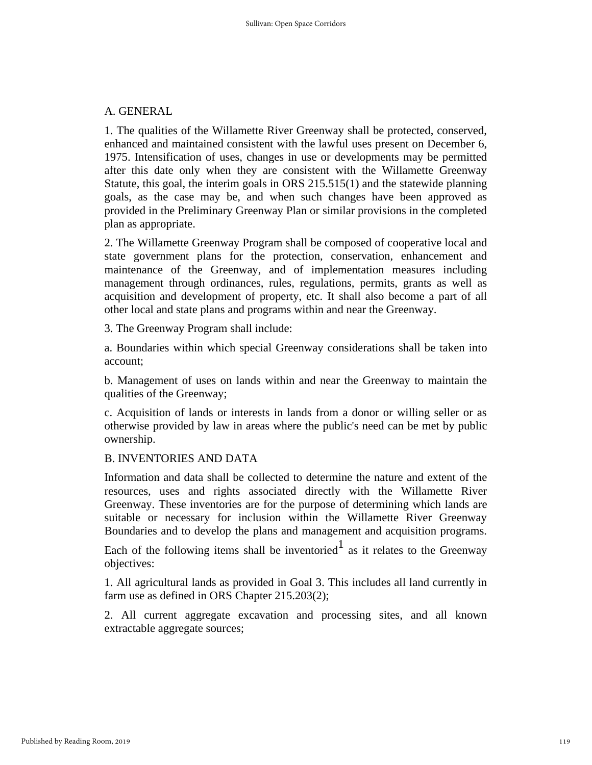A. GENERAL

1. The qualities of the Willamette River Greenway shall be protected, conserved, enhanced and maintained consistent with the lawful uses present on December 6, 1975. Intensification of uses, changes in use or developments may be permitted after this date only when they are consistent with the Willamette Greenway Statute, this goal, the interim goals in ORS 215.515(1) and the statewide planning goals, as the case may be, and when such changes have been approved as provided in the Preliminary Greenway Plan or similar provisions in the completed plan as appropriate.

2. The Willamette Greenway Program shall be composed of cooperative local and state government plans for the protection, conservation, enhancement and maintenance of the Greenway, and of implementation measures including management through ordinances, rules, regulations, permits, grants as well as acquisition and development of property, etc. It shall also become a part of all other local and state plans and programs within and near the Greenway.

3. The Greenway Program shall include:

a. Boundaries within which special Greenway considerations shall be taken into account;

b. Management of uses on lands within and near the Greenway to maintain the qualities of the Greenway;

c. Acquisition of lands or interests in lands from a donor or willing seller or as otherwise provided by law in areas where the public's need can be met by public ownership.

B. INVENTORIES AND DATA

Information and data shall be collected to determine the nature and extent of the resources, uses and rights associated directly with the Willamette River Greenway. These inventories are for the purpose of determining which lands are suitable or necessary for inclusion within the Willamette River Greenway Boundaries and to develop the plans and management and acquisition programs.

Each of the following items shall be inventoried[1] as it relates to the Greenway objectives:

1. All agricultural lands as provided in Goal 3. This includes all land currently in farm use as defined in ORS Chapter 215.203(2);

2. All current aggregate excavation and processing sites, and all known extractable aggregate sources;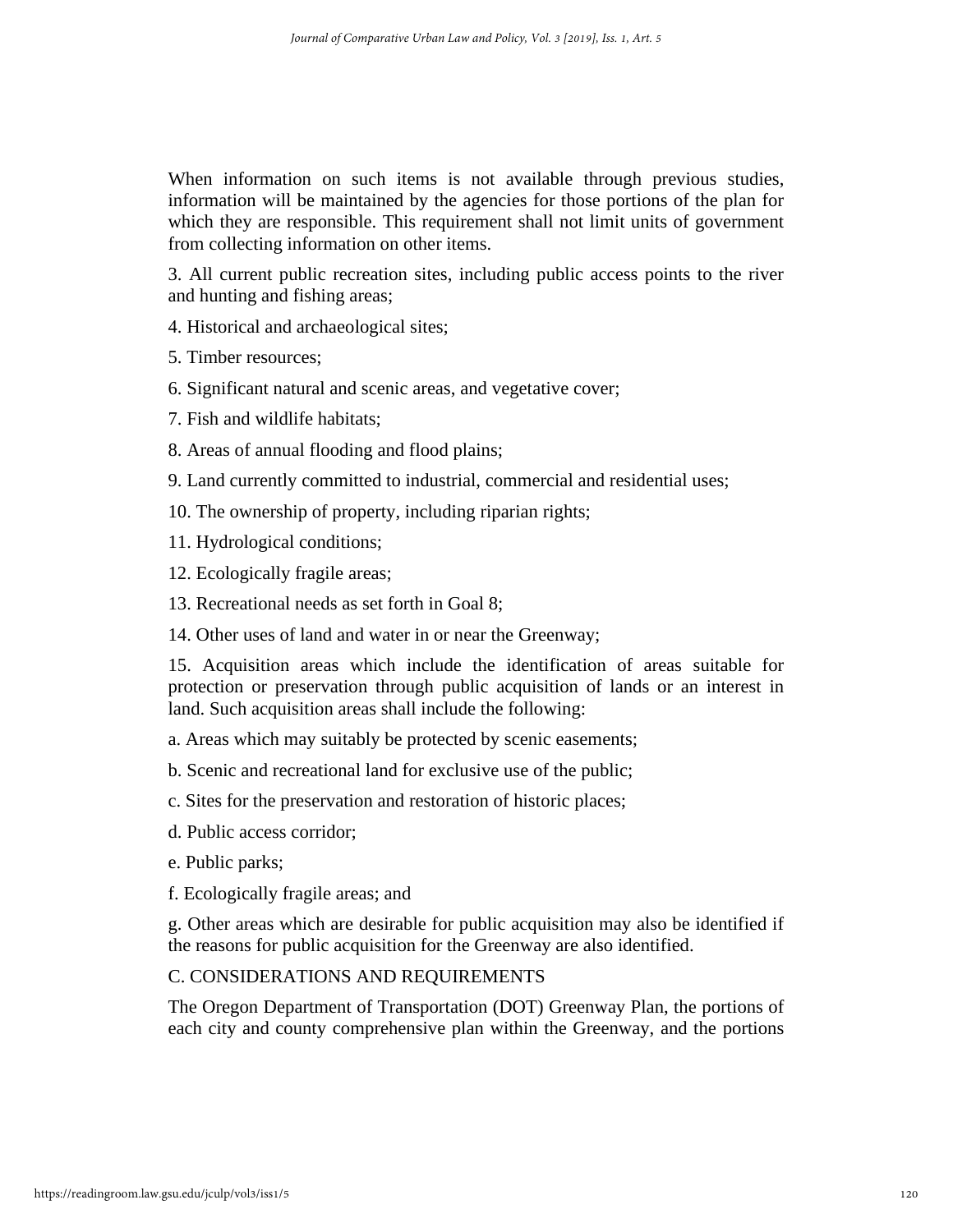When information on such items is not available through previous studies, information will be maintained by the agencies for those portions of the plan for which they are responsible. This requirement shall not limit units of government from collecting information on other items.

3. All current public recreation sites, including public access points to the river and hunting and fishing areas;

4. Historical and archaeological sites;

5. Timber resources;

6. Significant natural and scenic areas, and vegetative cover;

7. Fish and wildlife habitats;

8. Areas of annual flooding and flood plains;

9. Land currently committed to industrial, commercial and residential uses;

10. The ownership of property, including riparian rights;

11. Hydrological conditions;

12. Ecologically fragile areas;

13. Recreational needs as set forth in Goal 8;

14. Other uses of land and water in or near the Greenway;

15. Acquisition areas which include the identification of areas suitable for protection or preservation through public acquisition of lands or an interest in land. Such acquisition areas shall include the following:

a. Areas which may suitably be protected by scenic easements;

b. Scenic and recreational land for exclusive use of the public;

c. Sites for the preservation and restoration of historic places;

d. Public access corridor;

e. Public parks;

f. Ecologically fragile areas; and

g. Other areas which are desirable for public acquisition may also be identified if the reasons for public acquisition for the Greenway are also identified.

C. CONSIDERATIONS AND REQUIREMENTS

The Oregon Department of Transportation (DOT) Greenway Plan, the portions of each city and county comprehensive plan within the Greenway, and the portions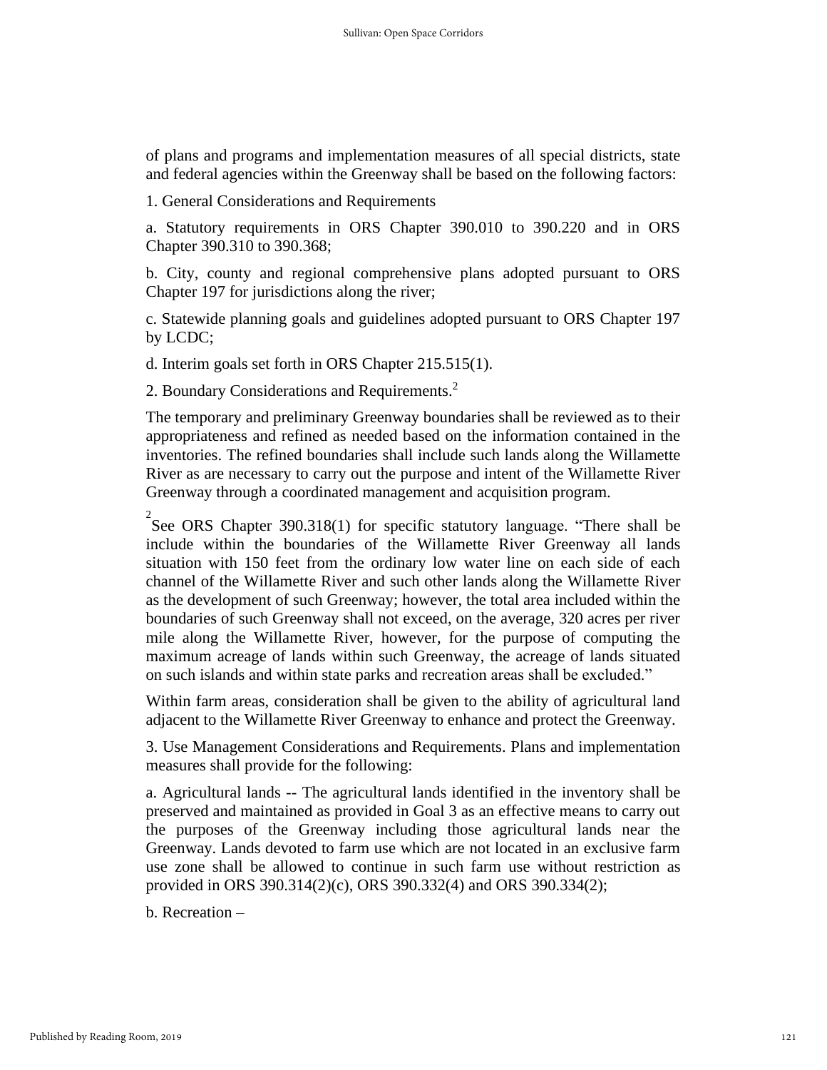of plans and programs and implementation measures of all special districts, state and federal agencies within the Greenway shall be based on the following factors:

1. General Considerations and Requirements

a. Statutory requirements in ORS Chapter 390.010 to 390.220 and in ORS Chapter 390.310 to 390.368;

b. City, county and regional comprehensive plans adopted pursuant to ORS Chapter 197 for jurisdictions along the river;

c. Statewide planning goals and guidelines adopted pursuant to ORS Chapter 197 by LCDC;

d. Interim goals set forth in ORS Chapter 215.515(1).

2. Boundary Considerations and Requirements.[2]

The temporary and preliminary Greenway boundaries shall be reviewed as to their appropriateness and refined as needed based on the information contained in the inventories. The refined boundaries shall include such lands along the Willamette River as are necessary to carry out the purpose and intent of the Willamette River Greenway through a coordinated management and acquisition program.

[2] See ORS Chapter 390.318(1) for specific statutory language. "There shall be include within the boundaries of the Willamette River Greenway all lands situation with 150 feet from the ordinary low water line on each side of each channel of the Willamette River and such other lands along the Willamette River as the development of such Greenway; however, the total area included within the boundaries of such Greenway shall not exceed, on the average, 320 acres per river mile along the Willamette River, however, for the purpose of computing the maximum acreage of lands within such Greenway, the acreage of lands situated on such islands and within state parks and recreation areas shall be excluded."

Within farm areas, consideration shall be given to the ability of agricultural land adjacent to the Willamette River Greenway to enhance and protect the Greenway.

3. Use Management Considerations and Requirements. Plans and implementation measures shall provide for the following:

a. Agricultural lands -- The agricultural lands identified in the inventory shall be preserved and maintained as provided in Goal 3 as an effective means to carry out the purposes of the Greenway including those agricultural lands near the Greenway. Lands devoted to farm use which are not located in an exclusive farm use zone shall be allowed to continue in such farm use without restriction as provided in ORS 390.314(2)(c), ORS 390.332(4) and ORS 390.334(2);

b. Recreation –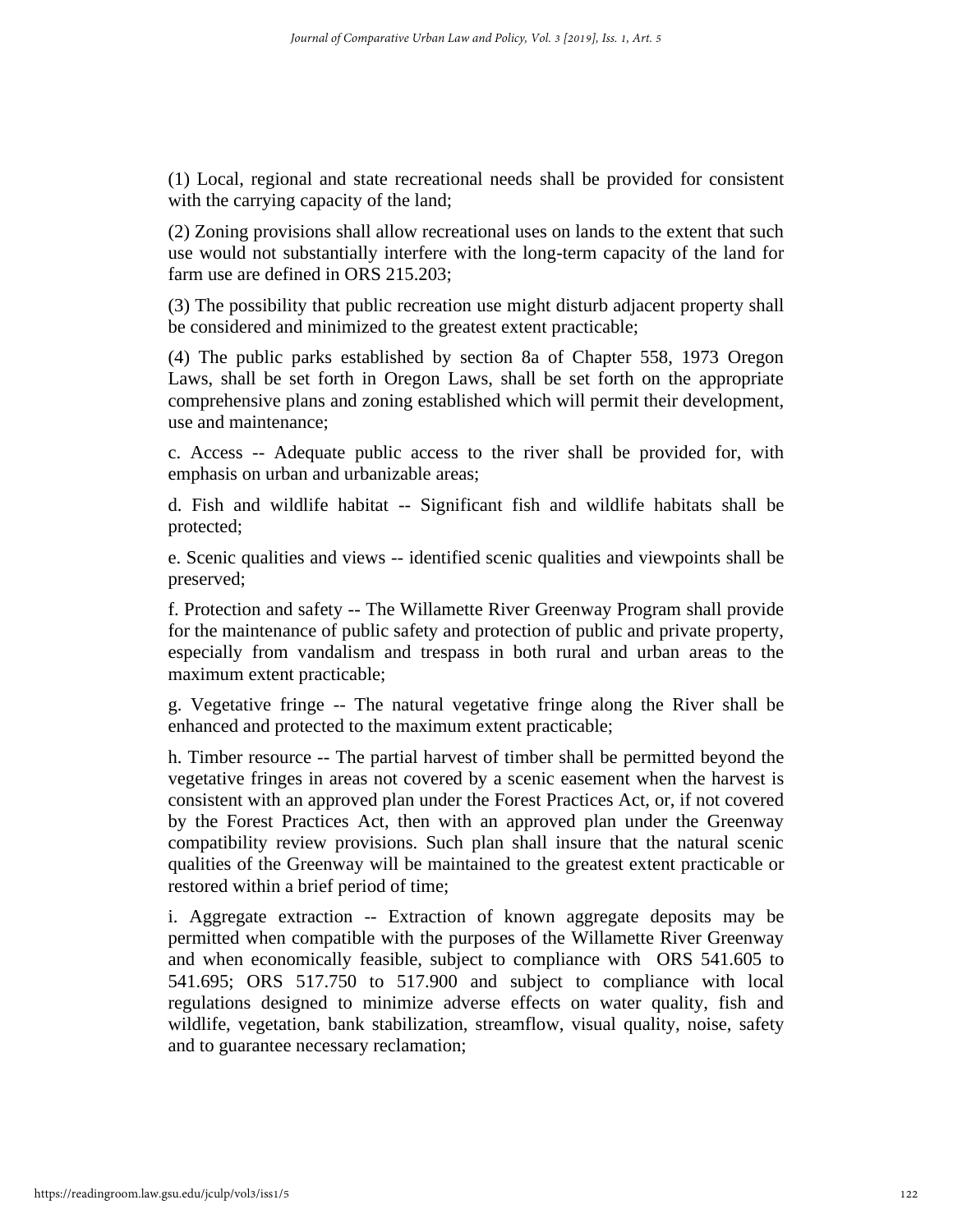(1) Local, regional and state recreational needs shall be provided for consistent with the carrying capacity of the land;

(2) Zoning provisions shall allow recreational uses on lands to the extent that such use would not substantially interfere with the long-term capacity of the land for farm use are defined in ORS 215.203;

(3) The possibility that public recreation use might disturb adjacent property shall be considered and minimized to the greatest extent practicable;

(4) The public parks established by section 8a of Chapter 558, 1973 Oregon Laws, shall be set forth in Oregon Laws, shall be set forth on the appropriate comprehensive plans and zoning established which will permit their development, use and maintenance;

c. Access -- Adequate public access to the river shall be provided for, with emphasis on urban and urbanizable areas;

d. Fish and wildlife habitat -- Significant fish and wildlife habitats shall be protected;

e. Scenic qualities and views -- identified scenic qualities and viewpoints shall be preserved;

f. Protection and safety -- The Willamette River Greenway Program shall provide for the maintenance of public safety and protection of public and private property, especially from vandalism and trespass in both rural and urban areas to the maximum extent practicable;

g. Vegetative fringe -- The natural vegetative fringe along the River shall be enhanced and protected to the maximum extent practicable;

h. Timber resource -- The partial harvest of timber shall be permitted beyond the vegetative fringes in areas not covered by a scenic easement when the harvest is consistent with an approved plan under the Forest Practices Act, or, if not covered by the Forest Practices Act, then with an approved plan under the Greenway compatibility review provisions. Such plan shall insure that the natural scenic qualities of the Greenway will be maintained to the greatest extent practicable or restored within a brief period of time;

i. Aggregate extraction -- Extraction of known aggregate deposits may be permitted when compatible with the purposes of the Willamette River Greenway and when economically feasible, subject to compliance with ORS 541.605 to 541.695; ORS 517.750 to 517.900 and subject to compliance with local regulations designed to minimize adverse effects on water quality, fish and wildlife, vegetation, bank stabilization, streamflow, visual quality, noise, safety and to guarantee necessary reclamation;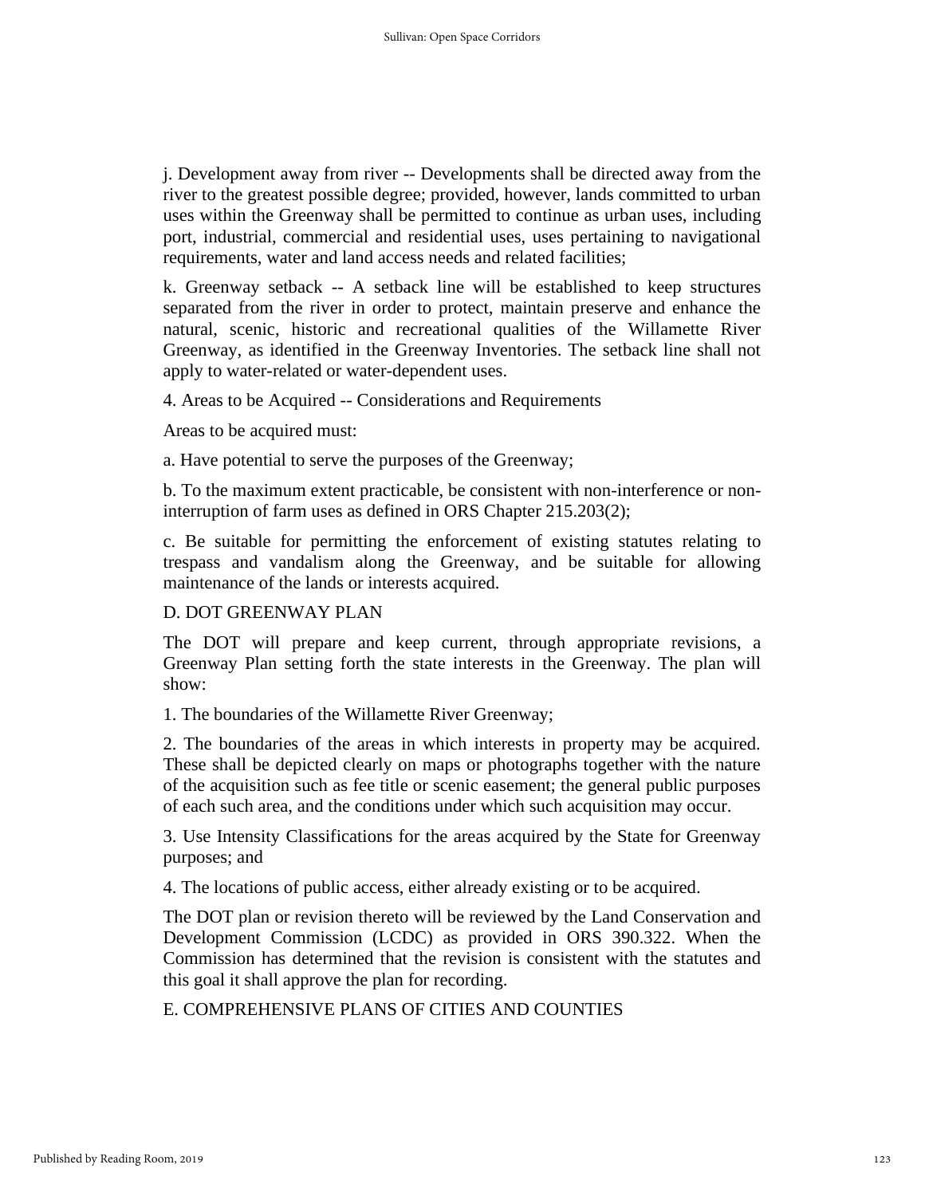j. Development away from river -- Developments shall be directed away from the river to the greatest possible degree; provided, however, lands committed to urban uses within the Greenway shall be permitted to continue as urban uses, including port, industrial, commercial and residential uses, uses pertaining to navigational requirements, water and land access needs and related facilities;

k. Greenway setback -- A setback line will be established to keep structures separated from the river in order to protect, maintain preserve and enhance the natural, scenic, historic and recreational qualities of the Willamette River Greenway, as identified in the Greenway Inventories. The setback line shall not apply to water-related or water-dependent uses.

4. Areas to be Acquired -- Considerations and Requirements

Areas to be acquired must:

a. Have potential to serve the purposes of the Greenway;

b. To the maximum extent practicable, be consistent with non-interference or non-interruption of farm uses as defined in ORS Chapter 215.203(2);

c. Be suitable for permitting the enforcement of existing statutes relating to trespass and vandalism along the Greenway, and be suitable for allowing maintenance of the lands or interests acquired.

D. DOT GREENWAY PLAN

The DOT will prepare and keep current, through appropriate revisions, a Greenway Plan setting forth the state interests in the Greenway. The plan will show:

1. The boundaries of the Willamette River Greenway;

2. The boundaries of the areas in which interests in property may be acquired. These shall be depicted clearly on maps or photographs together with the nature of the acquisition such as fee title or scenic easement; the general public purposes of each such area, and the conditions under which such acquisition may occur.

3. Use Intensity Classifications for the areas acquired by the State for Greenway purposes; and

4. The locations of public access, either already existing or to be acquired.

The DOT plan or revision thereto will be reviewed by the Land Conservation and Development Commission (LCDC) as provided in ORS 390.322. When the Commission has determined that the revision is consistent with the statutes and this goal it shall approve the plan for recording.

E. COMPREHENSIVE PLANS OF CITIES AND COUNTIES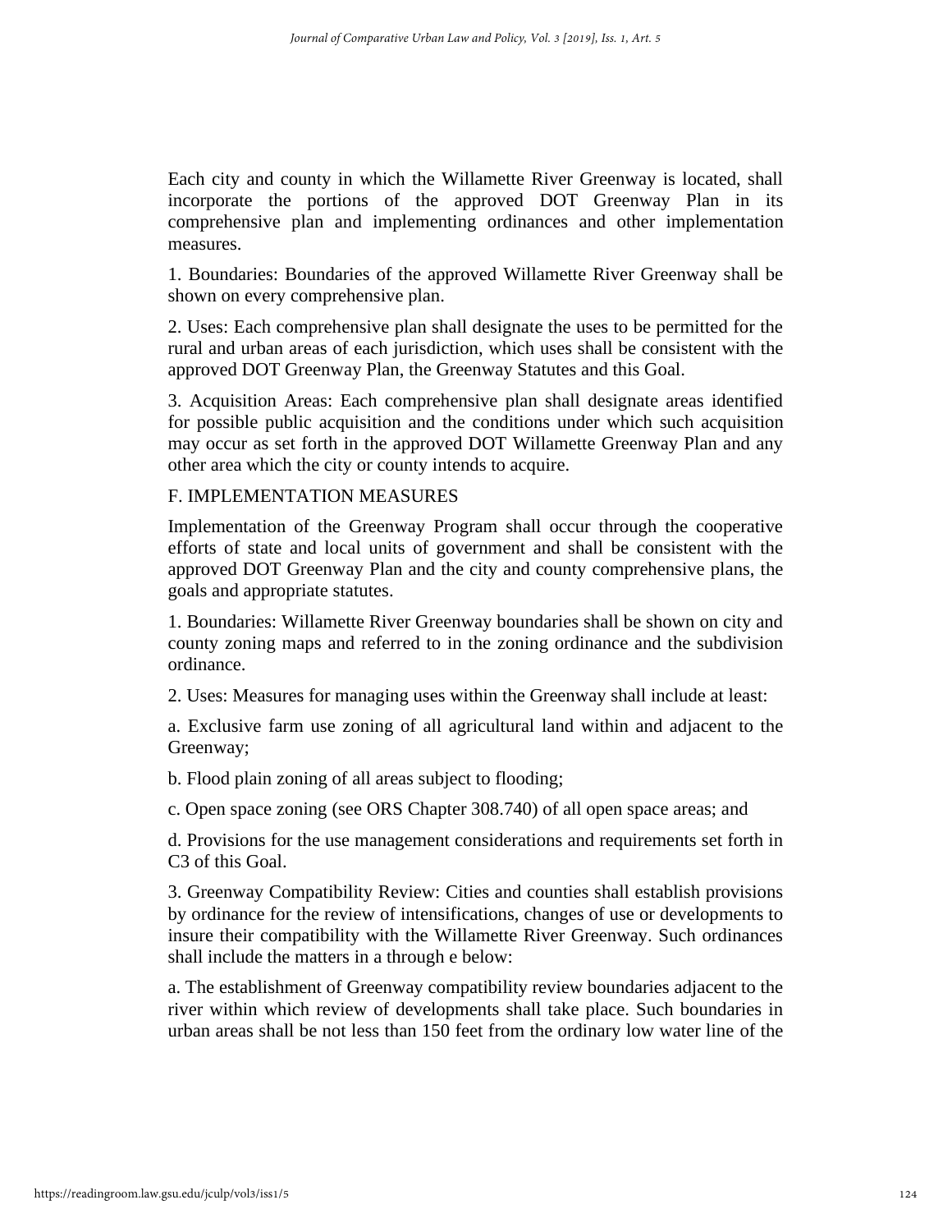Each city and county in which the Willamette River Greenway is located, shall incorporate the portions of the approved DOT Greenway Plan in its comprehensive plan and implementing ordinances and other implementation measures.

1. Boundaries: Boundaries of the approved Willamette River Greenway shall be shown on every comprehensive plan.

2. Uses: Each comprehensive plan shall designate the uses to be permitted for the rural and urban areas of each jurisdiction, which uses shall be consistent with the approved DOT Greenway Plan, the Greenway Statutes and this Goal.

3. Acquisition Areas: Each comprehensive plan shall designate areas identified for possible public acquisition and the conditions under which such acquisition may occur as set forth in the approved DOT Willamette Greenway Plan and any other area which the city or county intends to acquire.

F. IMPLEMENTATION MEASURES

Implementation of the Greenway Program shall occur through the cooperative efforts of state and local units of government and shall be consistent with the approved DOT Greenway Plan and the city and county comprehensive plans, the goals and appropriate statutes.

1. Boundaries: Willamette River Greenway boundaries shall be shown on city and county zoning maps and referred to in the zoning ordinance and the subdivision ordinance.

2. Uses: Measures for managing uses within the Greenway shall include at least:

a. Exclusive farm use zoning of all agricultural land within and adjacent to the Greenway;

b. Flood plain zoning of all areas subject to flooding;

c. Open space zoning (see ORS Chapter 308.740) of all open space areas; and

d. Provisions for the use management considerations and requirements set forth in C3 of this Goal.

3. Greenway Compatibility Review: Cities and counties shall establish provisions by ordinance for the review of intensifications, changes of use or developments to insure their compatibility with the Willamette River Greenway. Such ordinances shall include the matters in a through e below:

a. The establishment of Greenway compatibility review boundaries adjacent to the river within which review of developments shall take place. Such boundaries in urban areas shall be not less than 150 feet from the ordinary low water line of the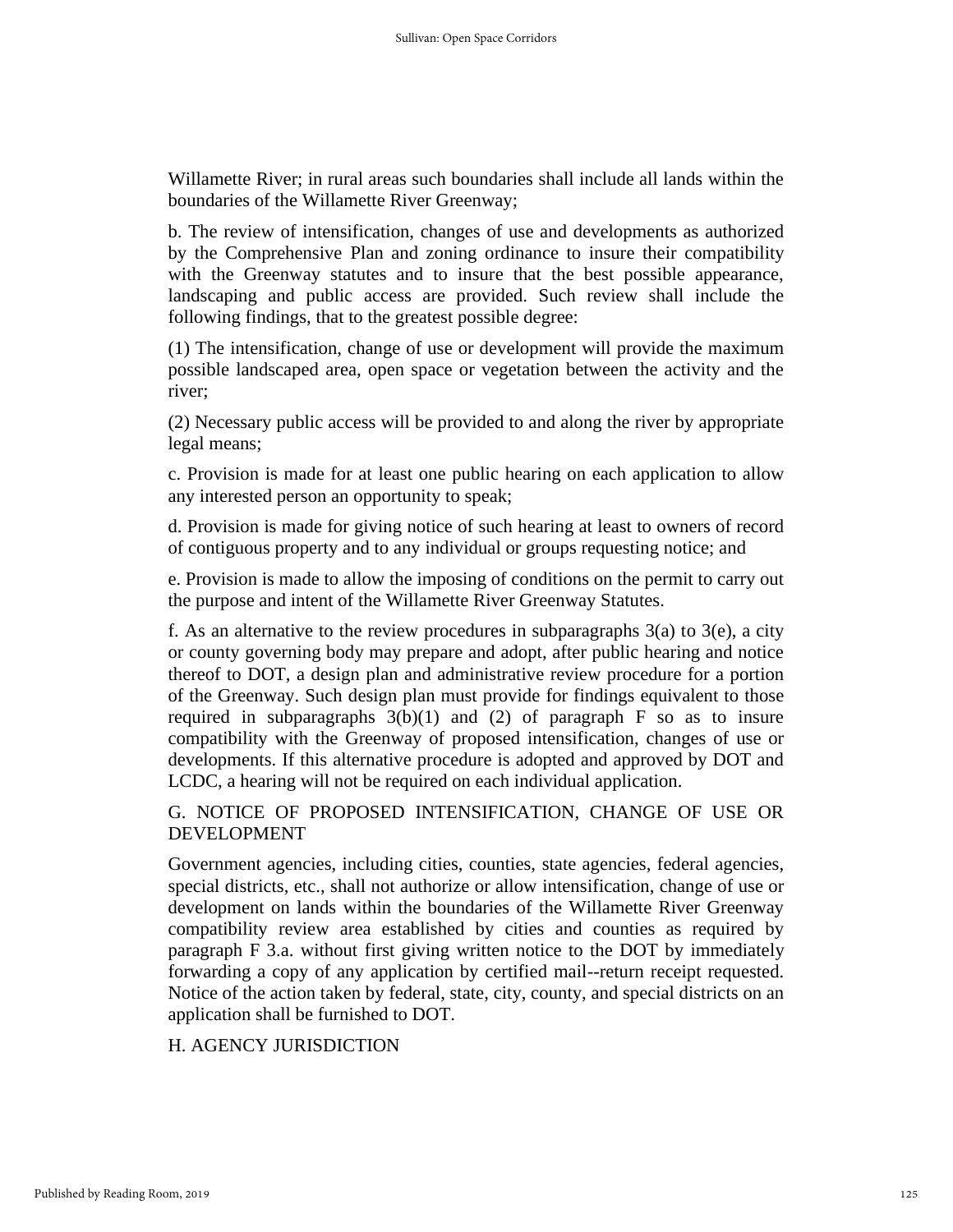Willamette River; in rural areas such boundaries shall include all lands within the boundaries of the Willamette River Greenway;

b. The review of intensification, changes of use and developments as authorized by the Comprehensive Plan and zoning ordinance to insure their compatibility with the Greenway statutes and to insure that the best possible appearance, landscaping and public access are provided. Such review shall include the following findings, that to the greatest possible degree:

(1) The intensification, change of use or development will provide the maximum possible landscaped area, open space or vegetation between the activity and the river;

(2) Necessary public access will be provided to and along the river by appropriate legal means;

c. Provision is made for at least one public hearing on each application to allow any interested person an opportunity to speak;

d. Provision is made for giving notice of such hearing at least to owners of record of contiguous property and to any individual or groups requesting notice; and

e. Provision is made to allow the imposing of conditions on the permit to carry out the purpose and intent of the Willamette River Greenway Statutes.

f. As an alternative to the review procedures in subparagraphs 3(a) to 3(e), a city or county governing body may prepare and adopt, after public hearing and notice thereof to DOT, a design plan and administrative review procedure for a portion of the Greenway. Such design plan must provide for findings equivalent to those required in subparagraphs 3(b)(1) and (2) of paragraph F so as to insure compatibility with the Greenway of proposed intensification, changes of use or developments. If this alternative procedure is adopted and approved by DOT and LCDC, a hearing will not be required on each individual application.

G. NOTICE OF PROPOSED INTENSIFICATION, CHANGE OF USE OR DEVELOPMENT

Government agencies, including cities, counties, state agencies, federal agencies, special districts, etc., shall not authorize or allow intensification, change of use or development on lands within the boundaries of the Willamette River Greenway compatibility review area established by cities and counties as required by paragraph F 3.a. without first giving written notice to the DOT by immediately forwarding a copy of any application by certified mail--return receipt requested. Notice of the action taken by federal, state, city, county, and special districts on an application shall be furnished to DOT.

H. AGENCY JURISDICTION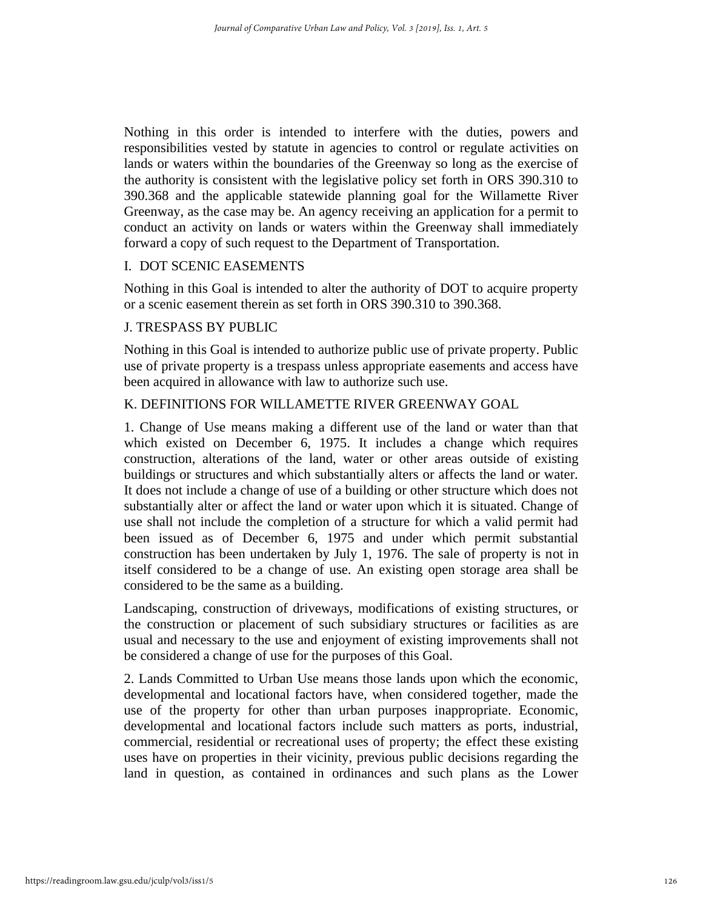Nothing in this order is intended to interfere with the duties, powers and responsibilities vested by statute in agencies to control or regulate activities on lands or waters within the boundaries of the Greenway so long as the exercise of the authority is consistent with the legislative policy set forth in ORS 390.310 to 390.368 and the applicable statewide planning goal for the Willamette River Greenway, as the case may be. An agency receiving an application for a permit to conduct an activity on lands or waters within the Greenway shall immediately forward a copy of such request to the Department of Transportation.

I. DOT SCENIC EASEMENTS

Nothing in this Goal is intended to alter the authority of DOT to acquire property or a scenic easement therein as set forth in ORS 390.310 to 390.368.

J. TRESPASS BY PUBLIC

Nothing in this Goal is intended to authorize public use of private property. Public use of private property is a trespass unless appropriate easements and access have been acquired in allowance with law to authorize such use.

K. DEFINITIONS FOR WILLAMETTE RIVER GREENWAY GOAL

1. Change of Use means making a different use of the land or water than that which existed on December 6, 1975. It includes a change which requires construction, alterations of the land, water or other areas outside of existing buildings or structures and which substantially alters or affects the land or water. It does not include a change of use of a building or other structure which does not substantially alter or affect the land or water upon which it is situated. Change of use shall not include the completion of a structure for which a valid permit had been issued as of December 6, 1975 and under which permit substantial construction has been undertaken by July 1, 1976. The sale of property is not in itself considered to be a change of use. An existing open storage area shall be considered to be the same as a building.

Landscaping, construction of driveways, modifications of existing structures, or the construction or placement of such subsidiary structures or facilities as are usual and necessary to the use and enjoyment of existing improvements shall not be considered a change of use for the purposes of this Goal.

2. Lands Committed to Urban Use means those lands upon which the economic, developmental and locational factors have, when considered together, made the use of the property for other than urban purposes inappropriate. Economic, developmental and locational factors include such matters as ports, industrial, commercial, residential or recreational uses of property; the effect these existing uses have on properties in their vicinity, previous public decisions regarding the land in question, as contained in ordinances and such plans as the Lower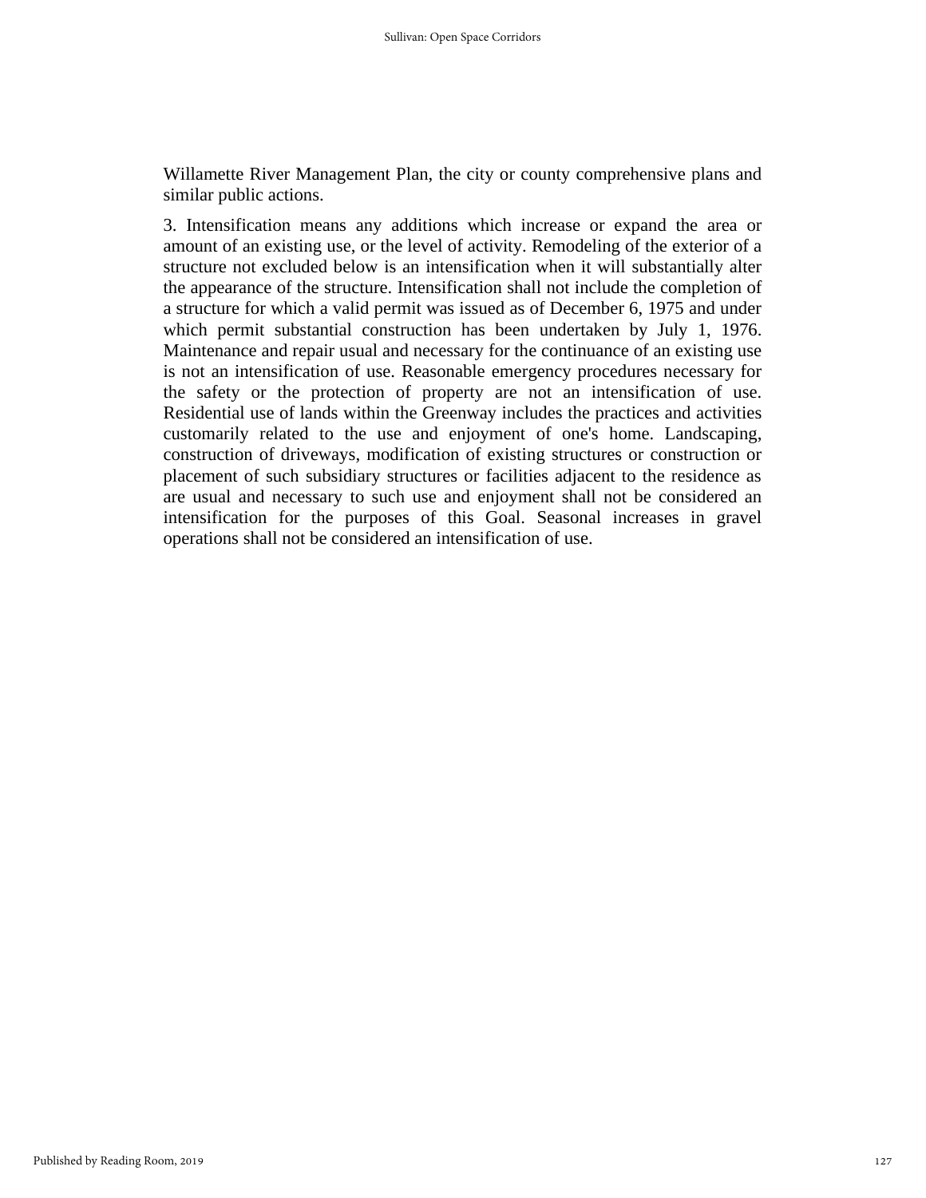Willamette River Management Plan, the city or county comprehensive plans and similar public actions.

3. Intensification means any additions which increase or expand the area or amount of an existing use, or the level of activity. Remodeling of the exterior of a structure not excluded below is an intensification when it will substantially alter the appearance of the structure. Intensification shall not include the completion of a structure for which a valid permit was issued as of December 6, 1975 and under which permit substantial construction has been undertaken by July 1, 1976. Maintenance and repair usual and necessary for the continuance of an existing use is not an intensification of use. Reasonable emergency procedures necessary for the safety or the protection of property are not an intensification of use. Residential use of lands within the Greenway includes the practices and activities customarily related to the use and enjoyment of one's home. Landscaping, construction of driveways, modification of existing structures or construction or placement of such subsidiary structures or facilities adjacent to the residence as are usual and necessary to such use and enjoyment shall not be considered an intensification for the purposes of this Goal. Seasonal increases in gravel operations shall not be considered an intensification of use.